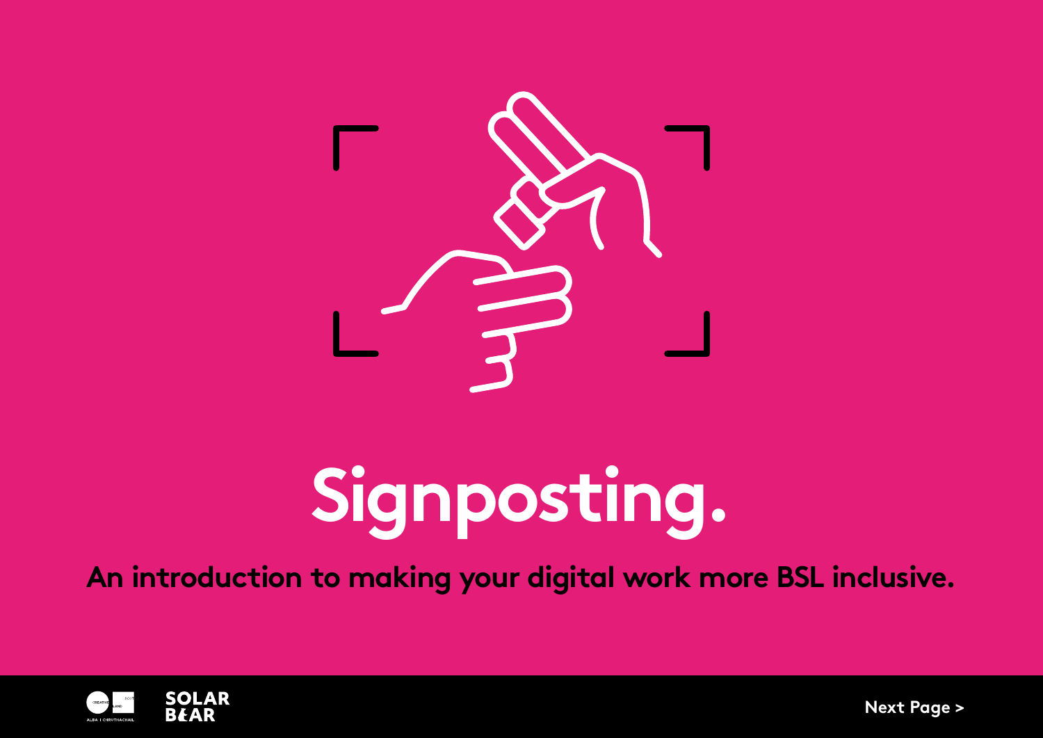# Signposting.

**An introduction to making your digital work more BSL inclusive.**

Next Page >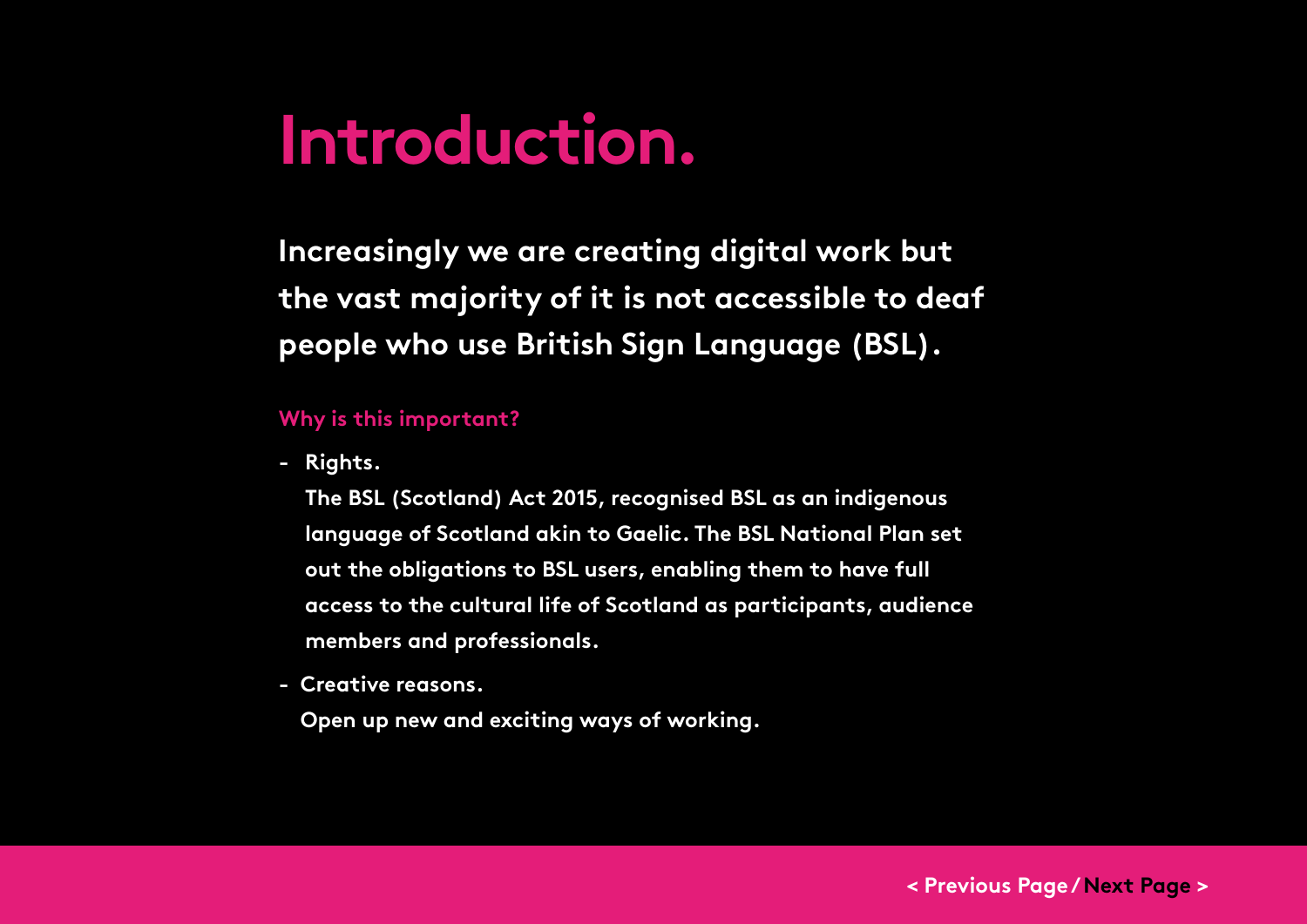# Introduction.

**Increasingly we are creating digital work but the vast majority of it is not accessible to deaf people who use British Sign Language (BSL).**

### Why is this important?

- **Rights.**
  The BSL (Scotland) Act 2015, recognised BSL as an indigenous language of Scotland akin to Gaelic. The BSL National Plan set out the obligations to BSL users, enabling them to have full access to the cultural life of Scotland as participants, audience members and professionals.
- **Creative reasons.**
  Open up new and exciting ways of working.

< Previous Page / Next Page >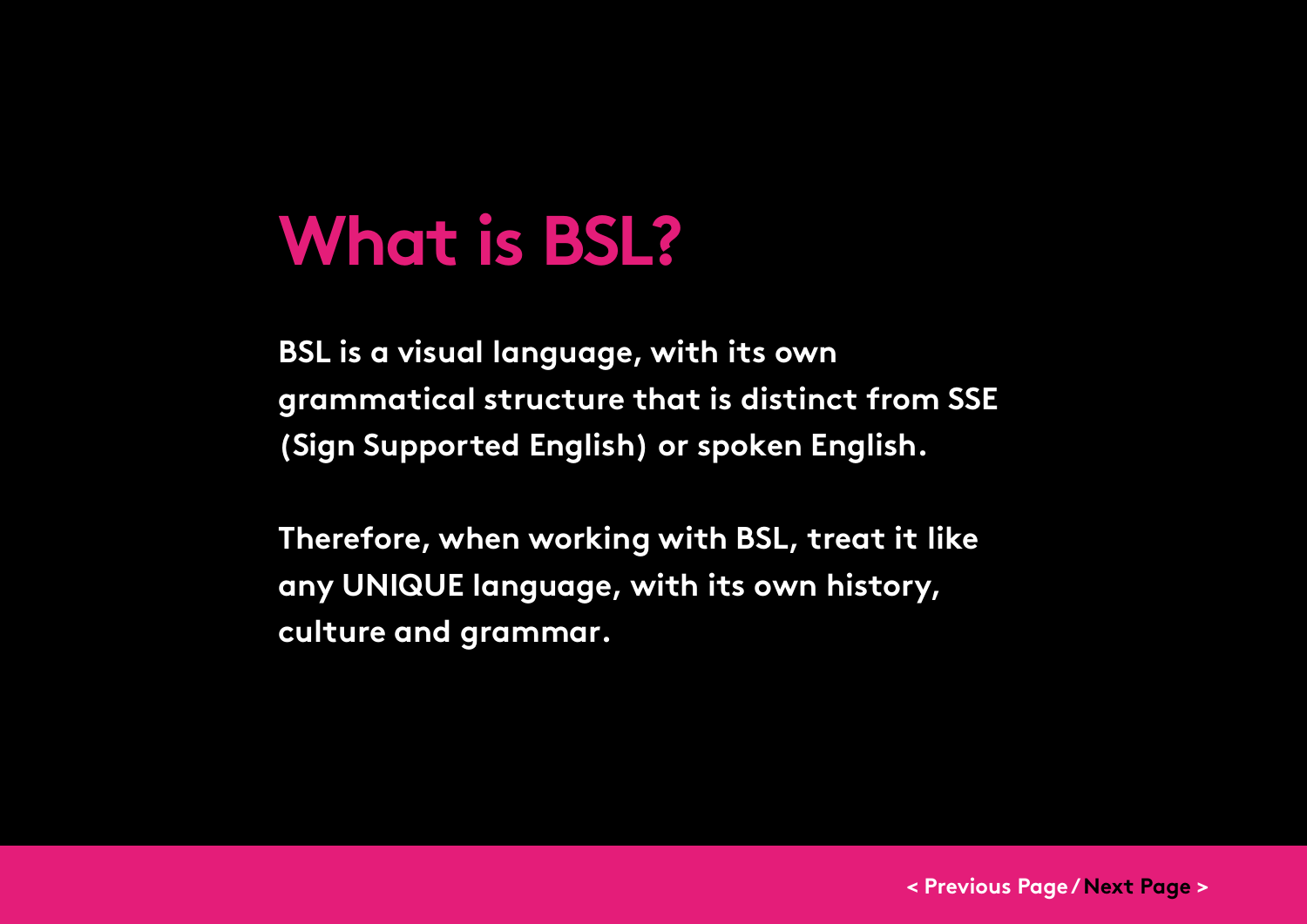# What is BSL?

**BSL is a visual language, with its own grammatical structure that is distinct from SSE (Sign Supported English) or spoken English.**

**Therefore, when working with BSL, treat it like any UNIQUE language, with its own history, culture and grammar.**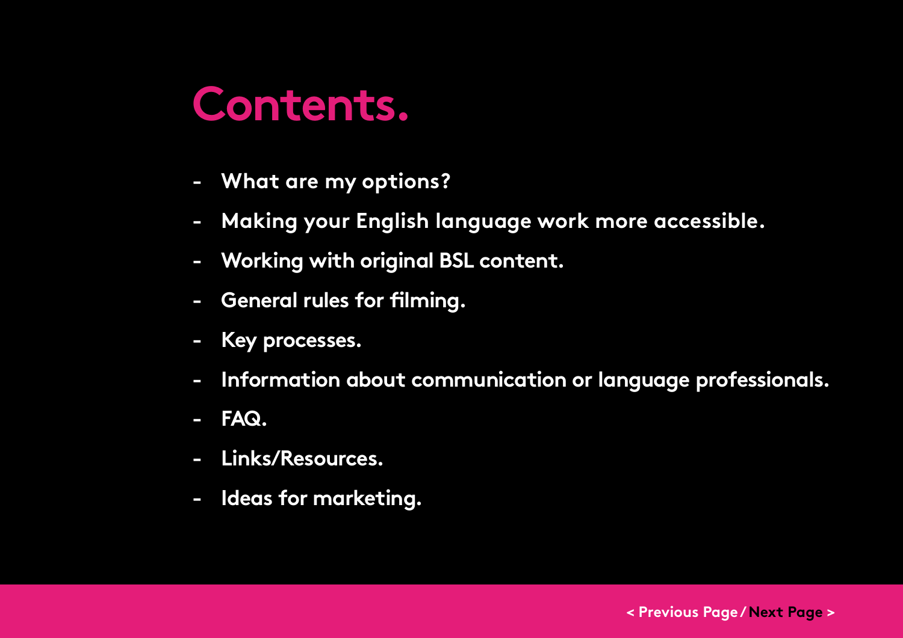# Contents.

- What are my options?
- Making your English language work more accessible.
- Working with original BSL content.
- General rules for filming.
- Key processes.
- Information about communication or language professionals.
- FAQ.
- Links/Resources.
- Ideas for marketing.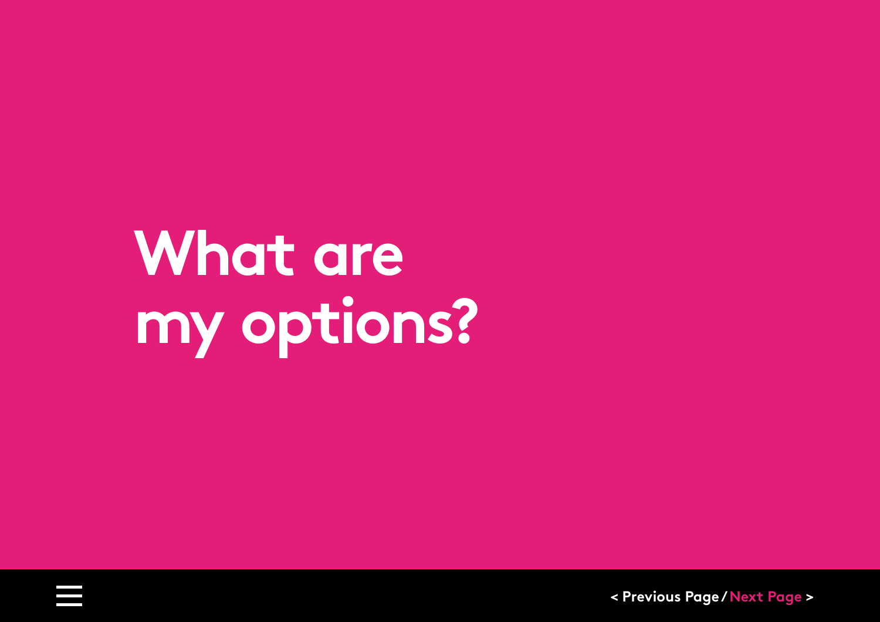# What are my options?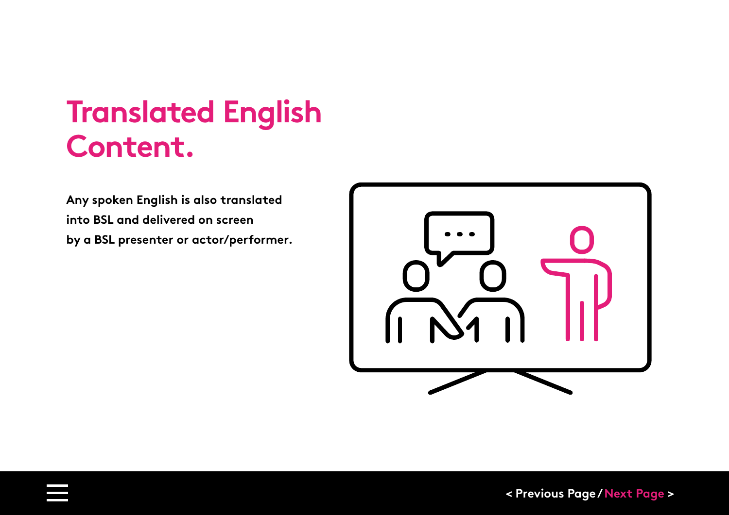# Translated English Content.

**Any spoken English is also translated into BSL and delivered on screen by a BSL presenter or actor/performer.**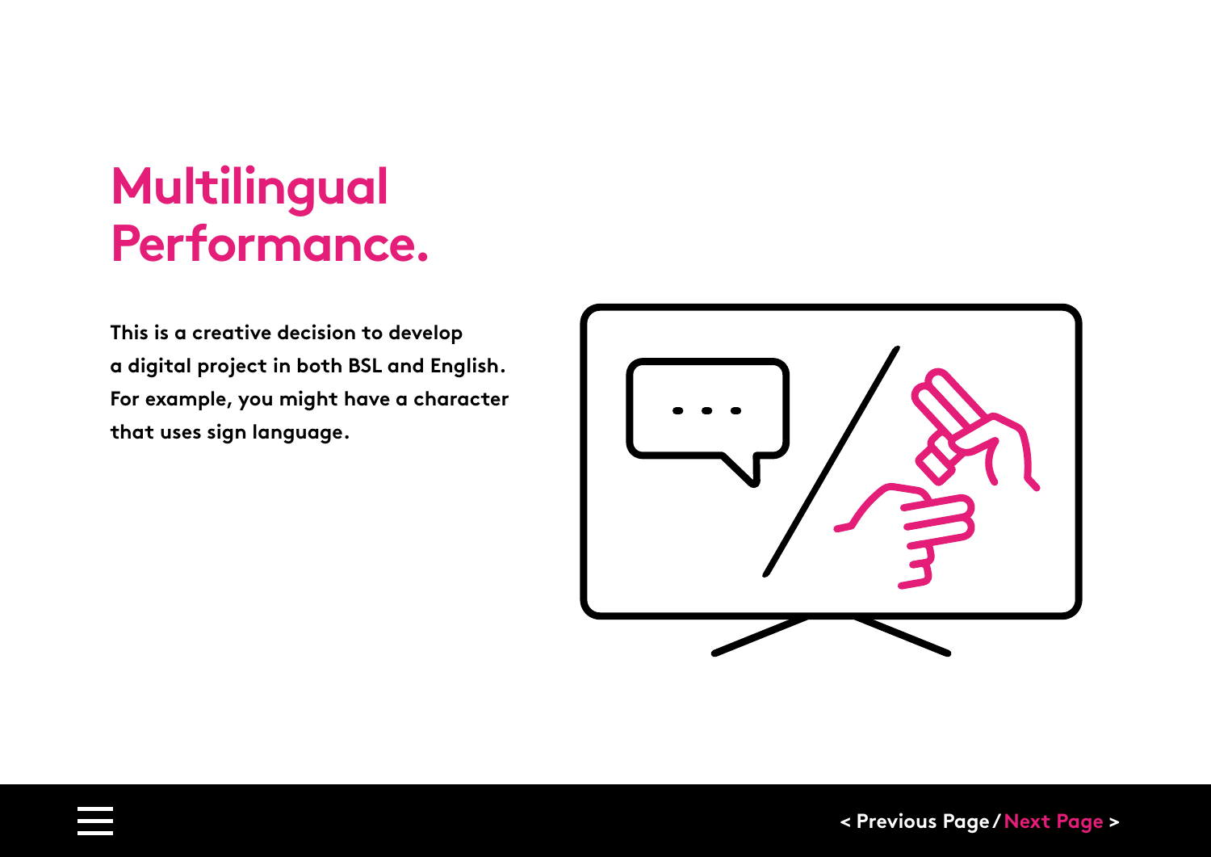# Multilingual Performance.

**This is a creative decision to develop a digital project in both BSL and English. For example, you might have a character that uses sign language.**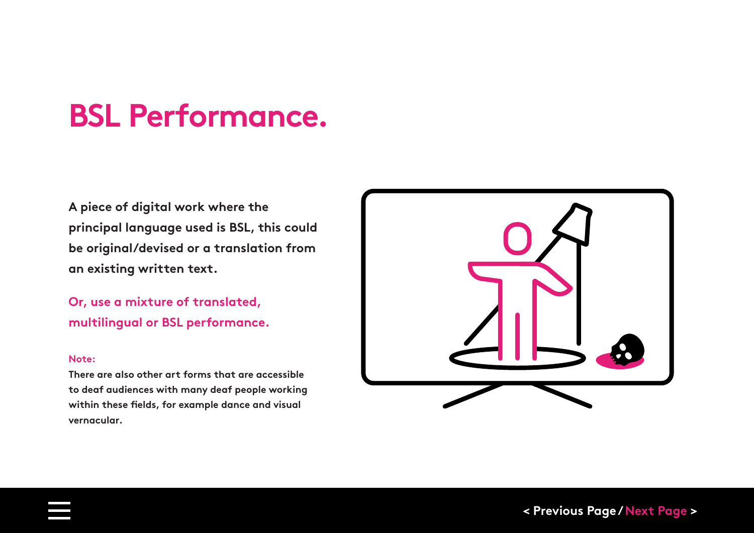# BSL Performance.

**A piece of digital work where the principal language used is BSL, this could be original/devised or a translation from an existing written text.**

**Or, use a mixture of translated, multilingual or BSL performance.**

**Note:**

**There are also other art forms that are accessible to deaf audiences with many deaf people working within these fields, for example dance and visual vernacular.**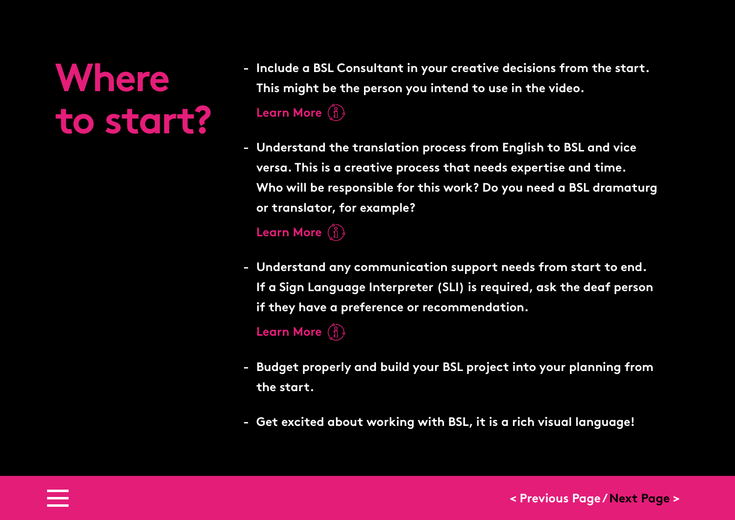# Where to start?

- Include a BSL Consultant in your creative decisions from the start. This might be the person you intend to use in the video.

  Learn More

- Understand the translation process from English to BSL and vice versa. This is a creative process that needs expertise and time. Who will be responsible for this work? Do you need a BSL dramaturg or translator, for example?

  Learn More

- Understand any communication support needs from start to end. If a Sign Language Interpreter (SLI) is required, ask the deaf person if they have a preference or recommendation.

  Learn More

- Budget properly and build your BSL project into your planning from the start.

- Get excited about working with BSL, it is a rich visual language!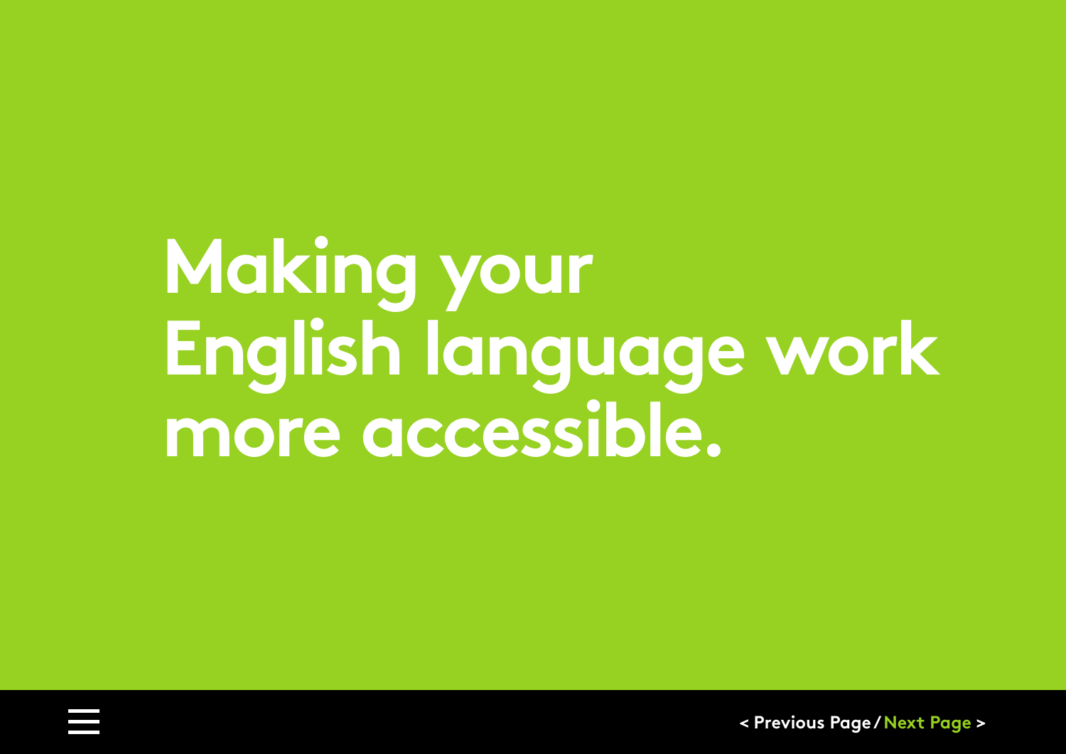# Making your English language work more accessible.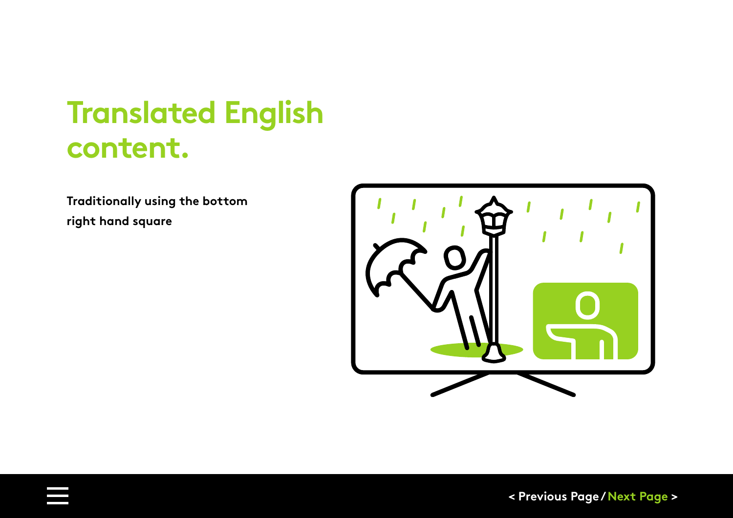# Translated English content.

**Traditionally using the bottom right hand square**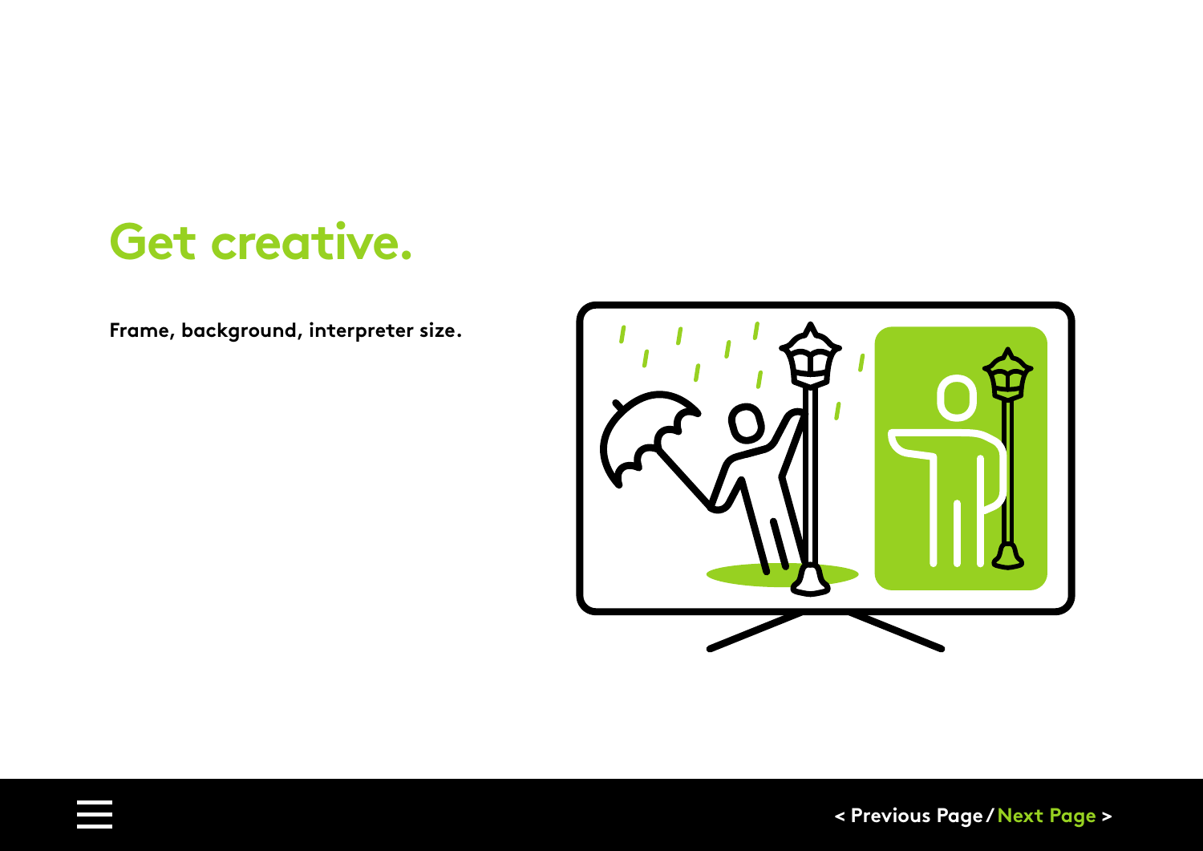# Get creative.

**Frame, background, interpreter size.**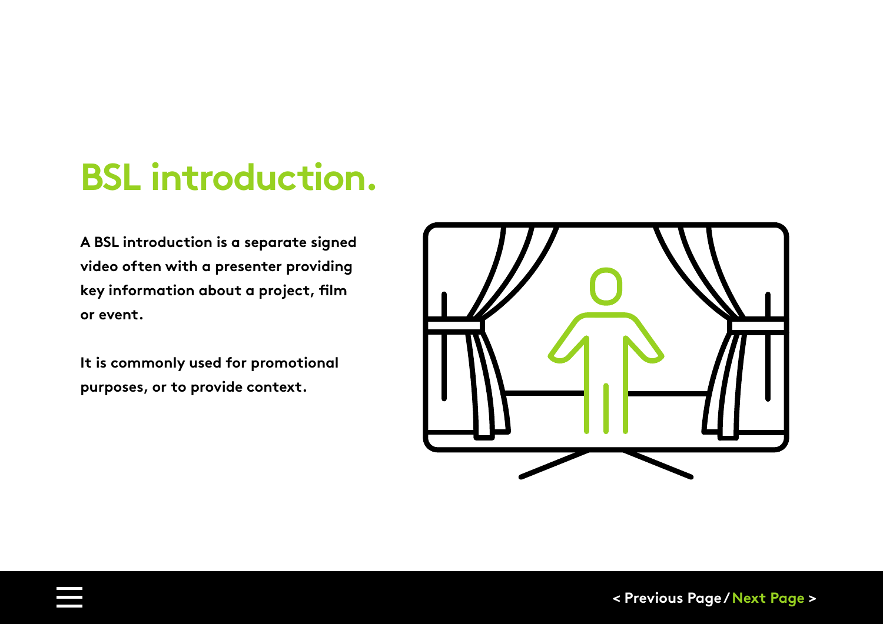# BSL introduction.

**A BSL introduction is a separate signed video often with a presenter providing key information about a project, film or event.**

**It is commonly used for promotional purposes, or to provide context.**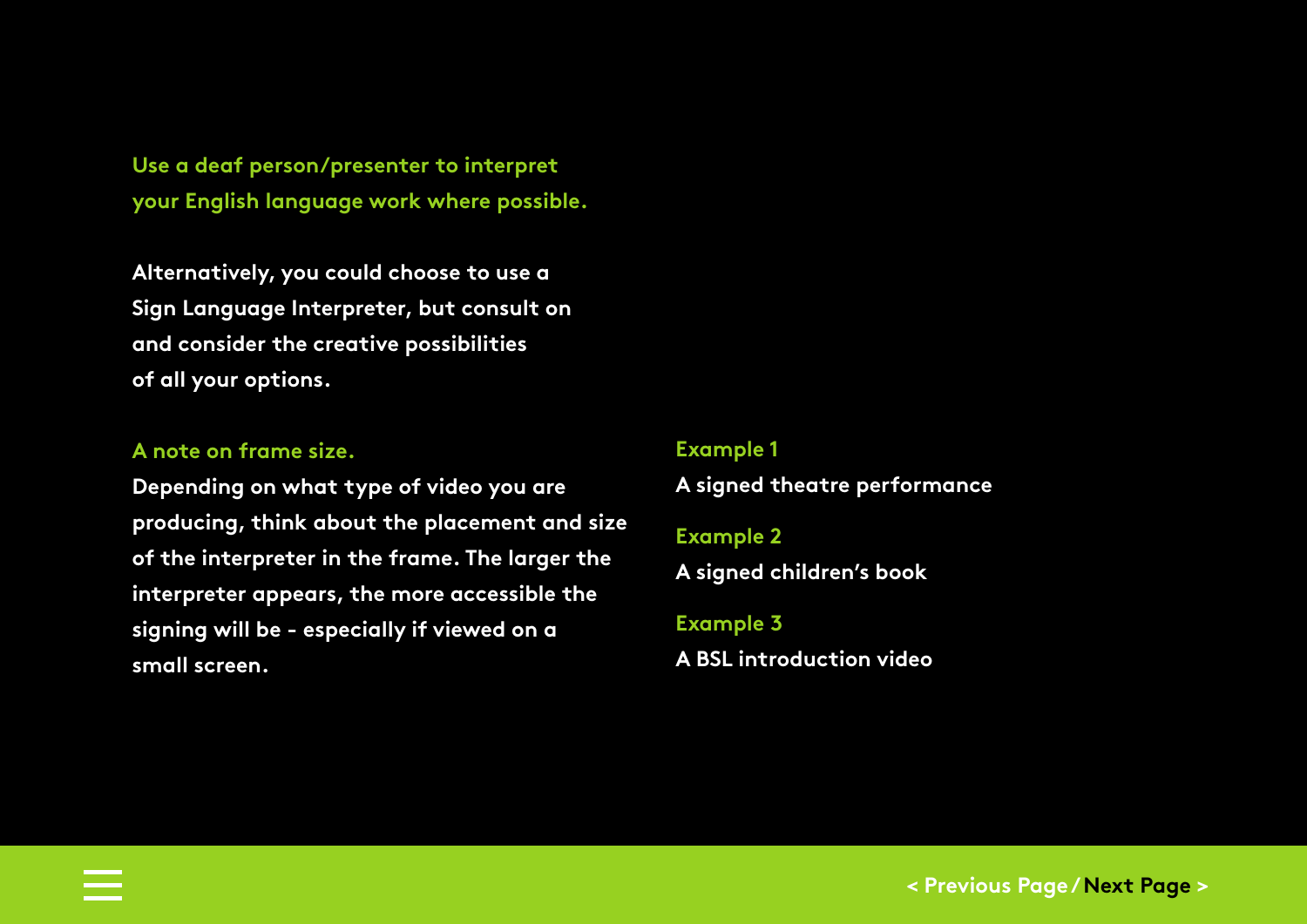**Use a deaf person/presenter to interpret your English language work where possible.**

Alternatively, you could choose to use a Sign Language Interpreter, but consult on and consider the creative possibilities of all your options.

**A note on frame size.**

Depending on what type of video you are producing, think about the placement and size of the interpreter in the frame. The larger the interpreter appears, the more accessible the signing will be - especially if viewed on a small screen.

**Example 1**

A signed theatre performance

**Example 2**

A signed children's book

**Example 3**

A BSL introduction video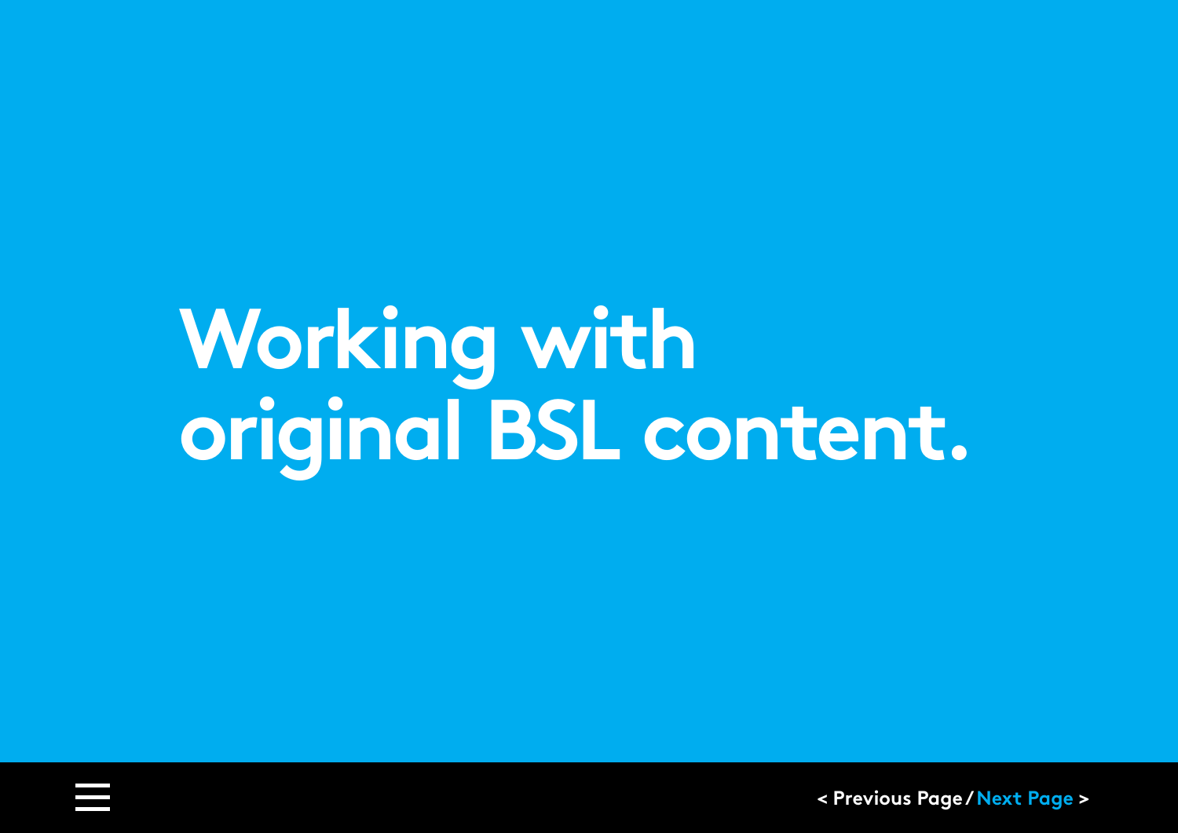# Working with original BSL content.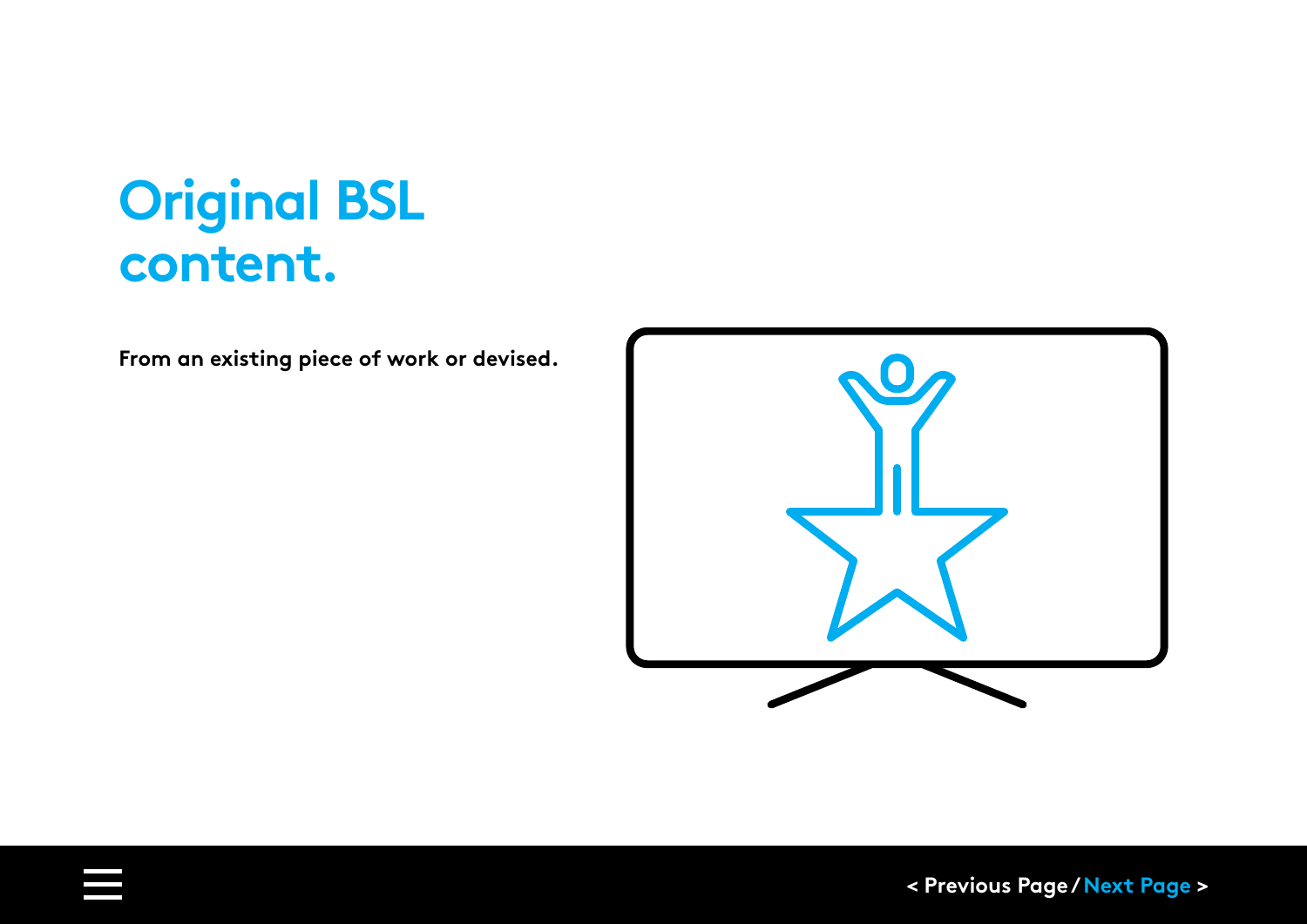# Original BSL content.

**From an existing piece of work or devised.**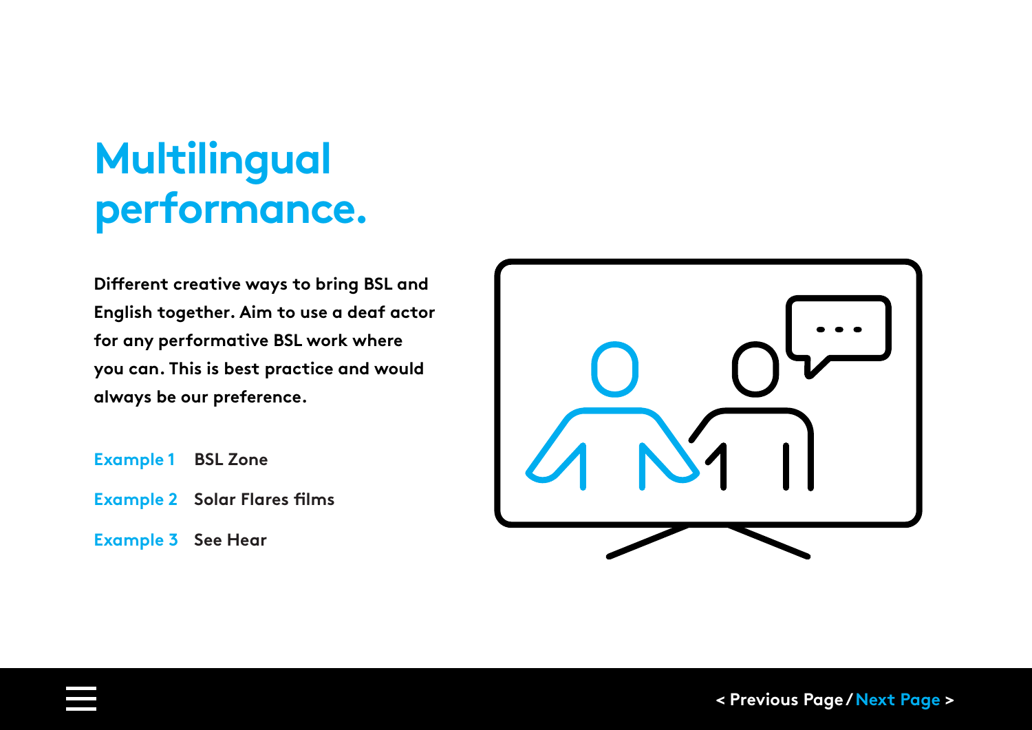# Multilingual performance.

**Different creative ways to bring BSL and English together. Aim to use a deaf actor for any performative BSL work where you can. This is best practice and would always be our preference.**

**Example 1** BSL Zone

**Example 2** Solar Flares films

**Example 3** See Hear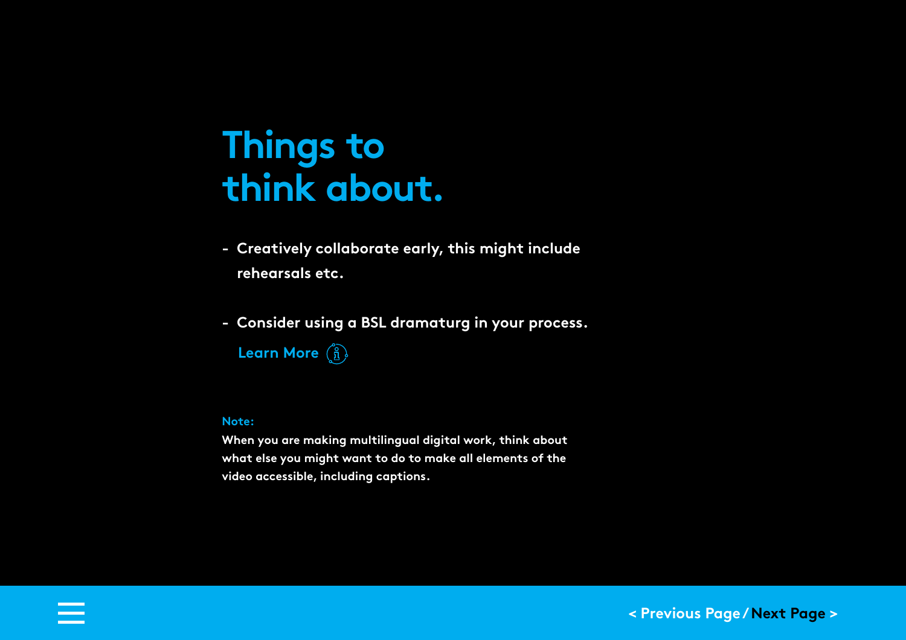# Things to think about.

- Creatively collaborate early, this might include rehearsals etc.

- Consider using a BSL dramaturg in your process.

  Learn More

**Note:**
When you are making multilingual digital work, think about what else you might want to do to make all elements of the video accessible, including captions.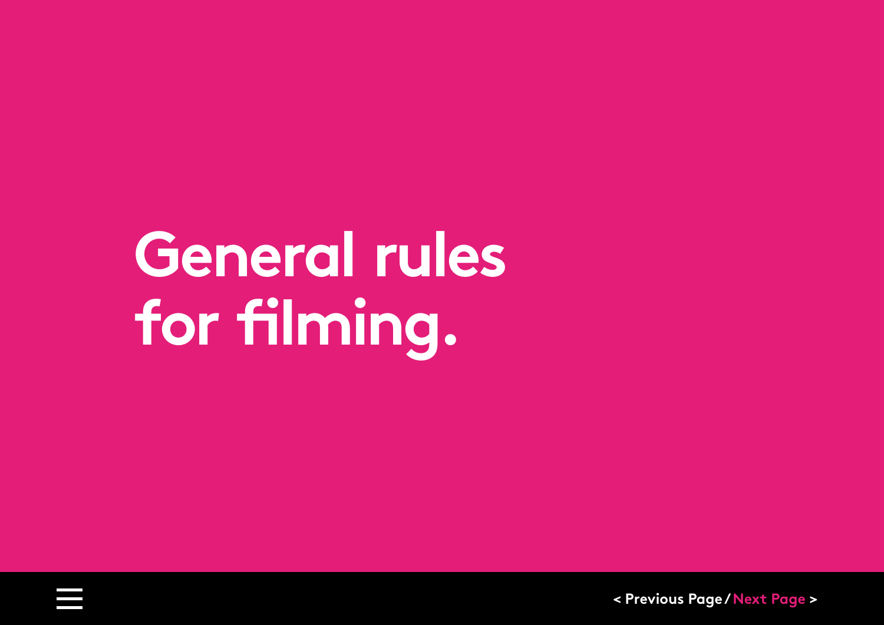# General rules for filming.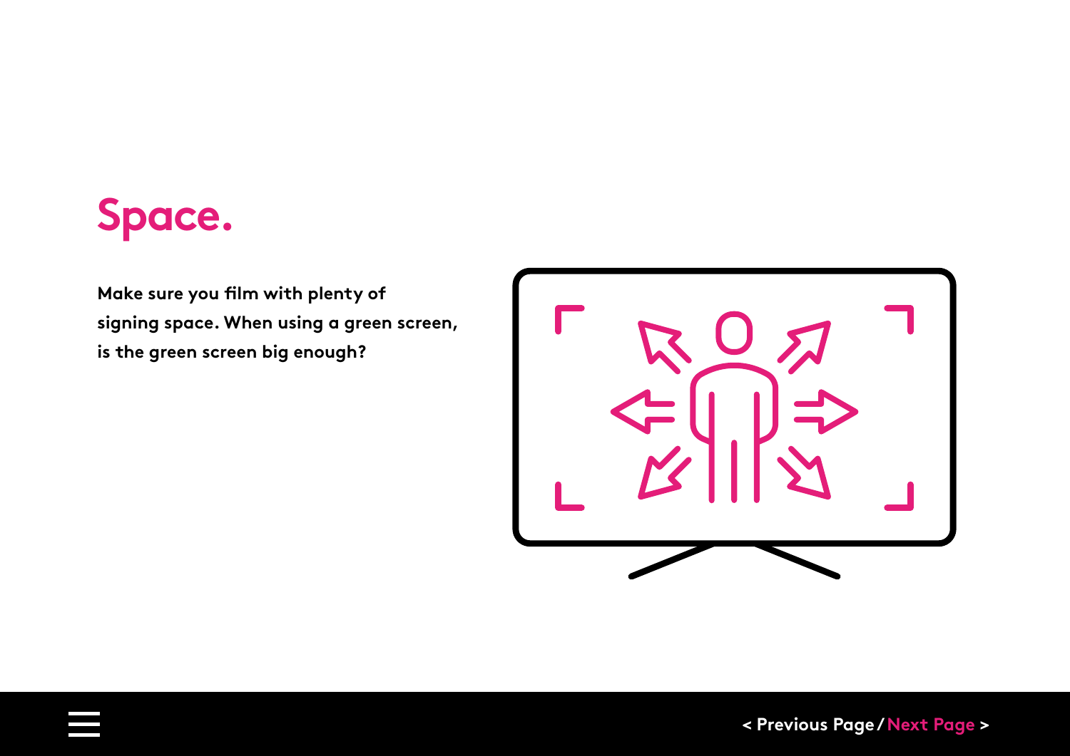# Space.

Make sure you film with plenty of signing space. When using a green screen, is the green screen big enough?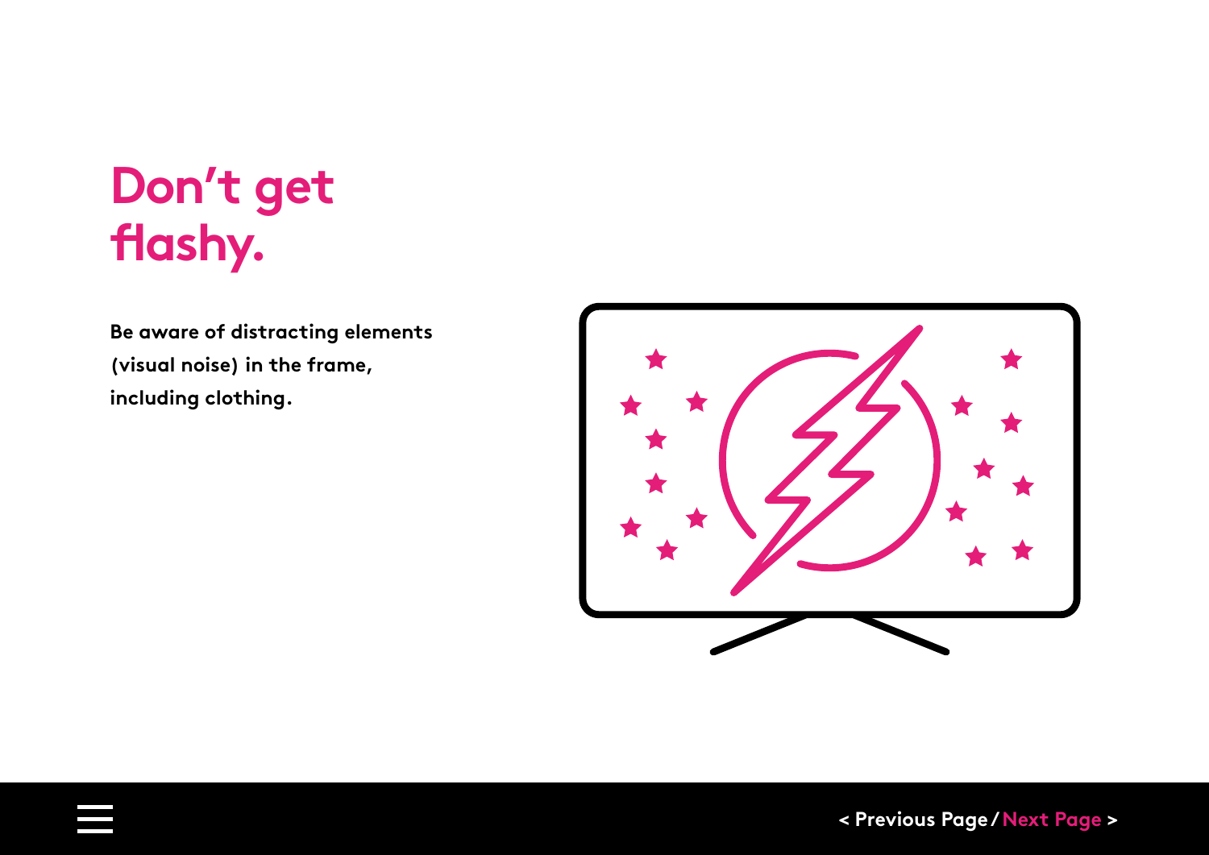# Don't get flashy.

Be aware of distracting elements (visual noise) in the frame, including clothing.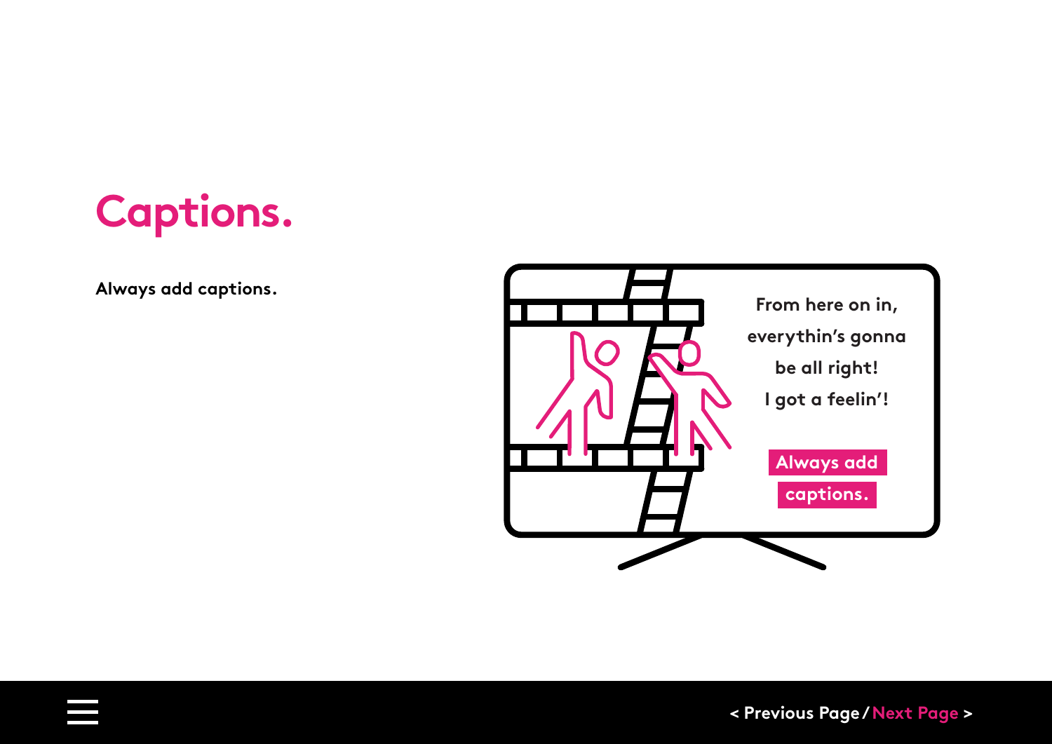# Captions.

**Always add captions.**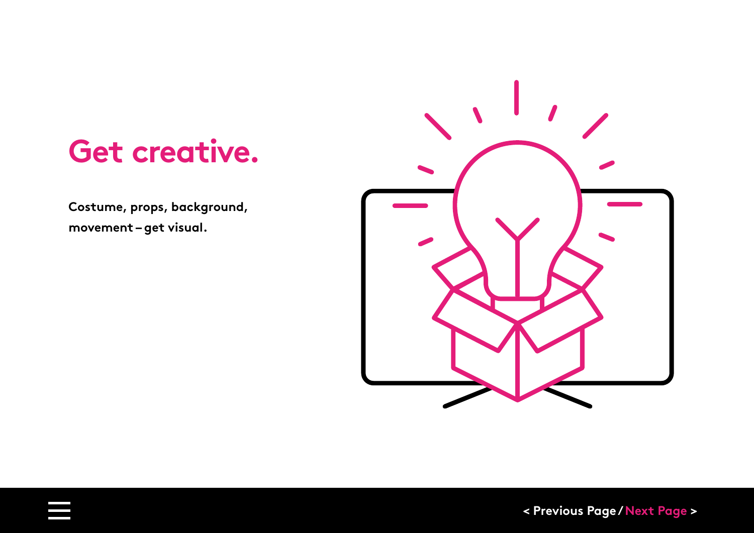# Get creative.

**Costume, props, background, movement – get visual.**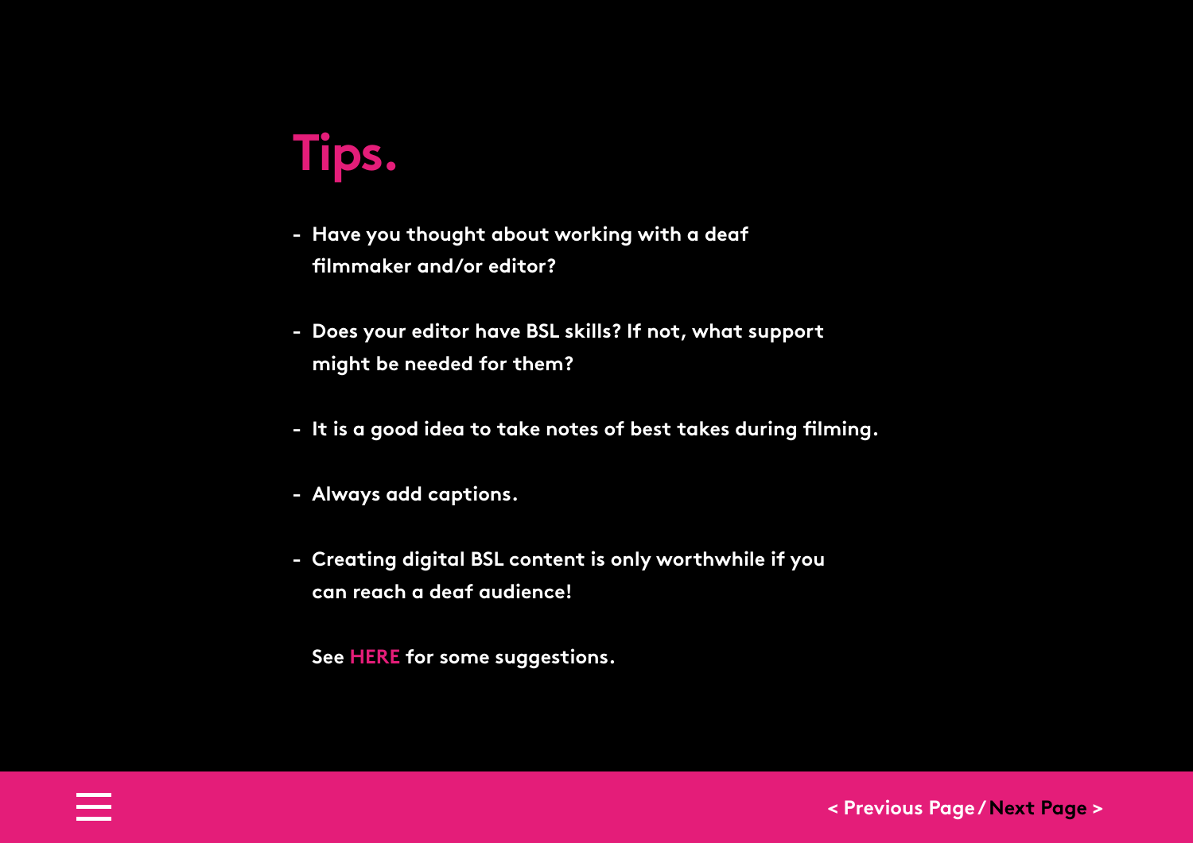# Tips.

- Have you thought about working with a deaf filmmaker and/or editor?
- Does your editor have BSL skills? If not, what support might be needed for them?
- It is a good idea to take notes of best takes during filming.
- Always add captions.
- Creating digital BSL content is only worthwhile if you can reach a deaf audience!

  See HERE for some suggestions.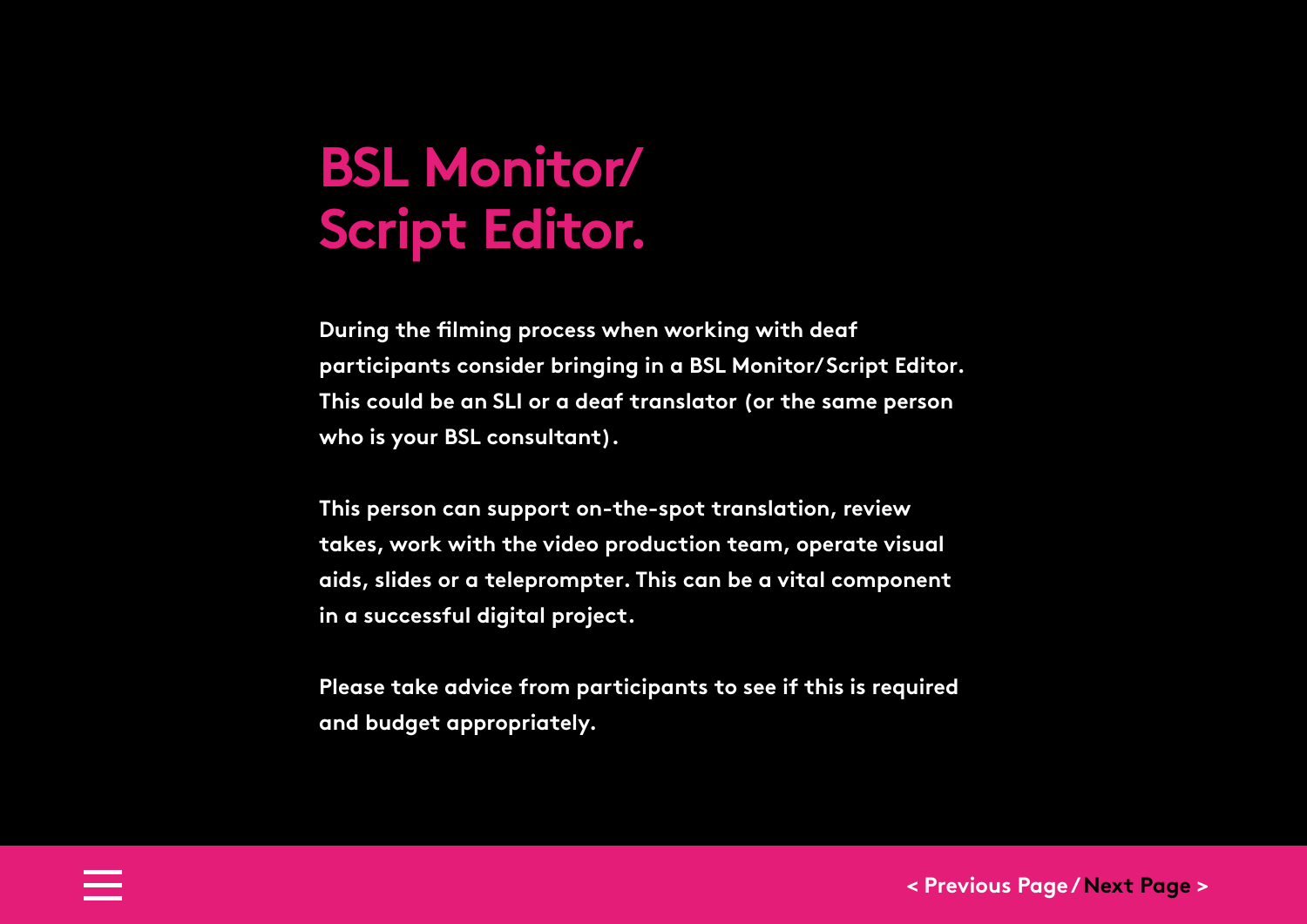# BSL Monitor/ Script Editor.

During the filming process when working with deaf participants consider bringing in a BSL Monitor/Script Editor. This could be an SLI or a deaf translator (or the same person who is your BSL consultant).

This person can support on-the-spot translation, review takes, work with the video production team, operate visual aids, slides or a teleprompter. This can be a vital component in a successful digital project.

Please take advice from participants to see if this is required and budget appropriately.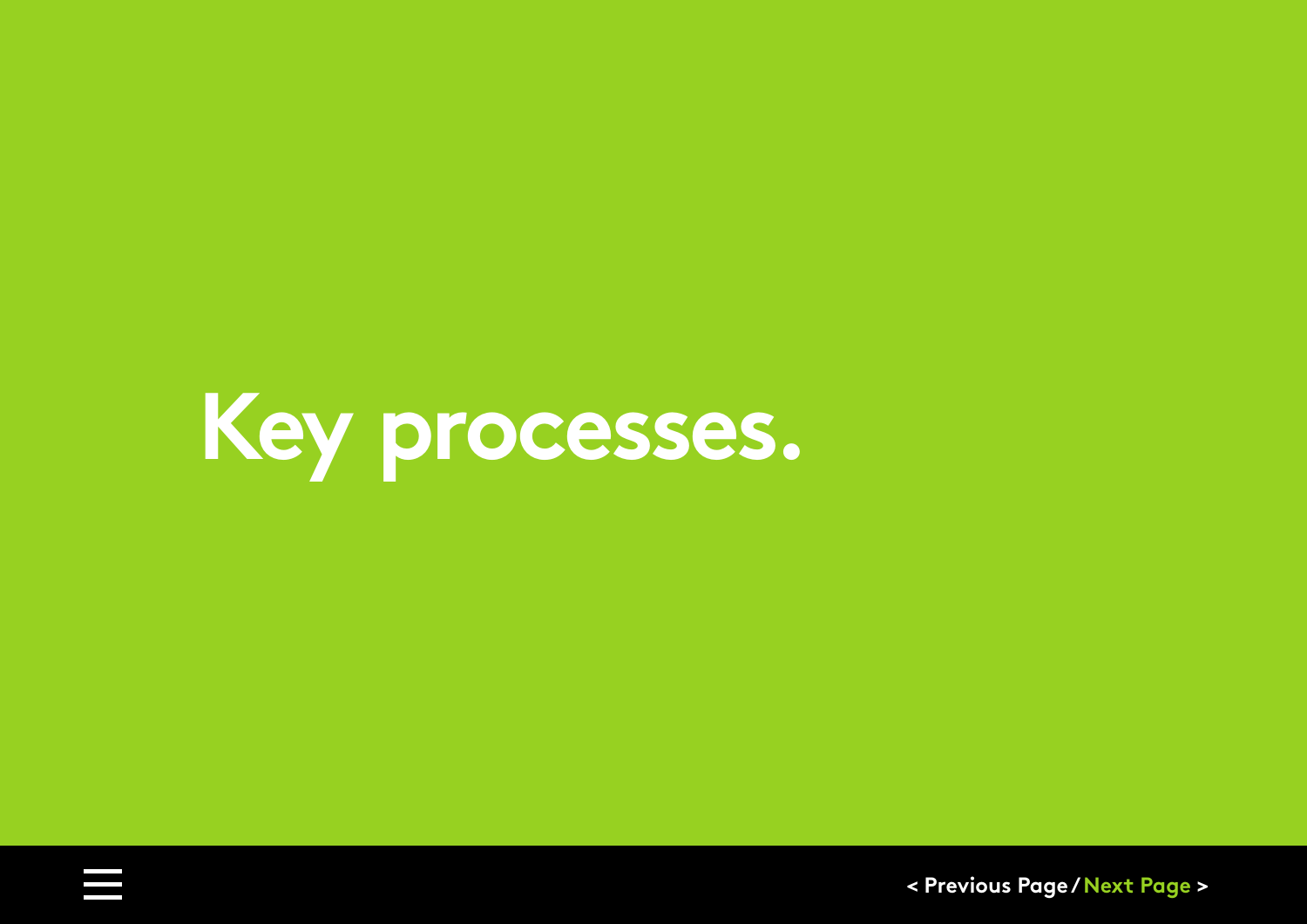# Key processes.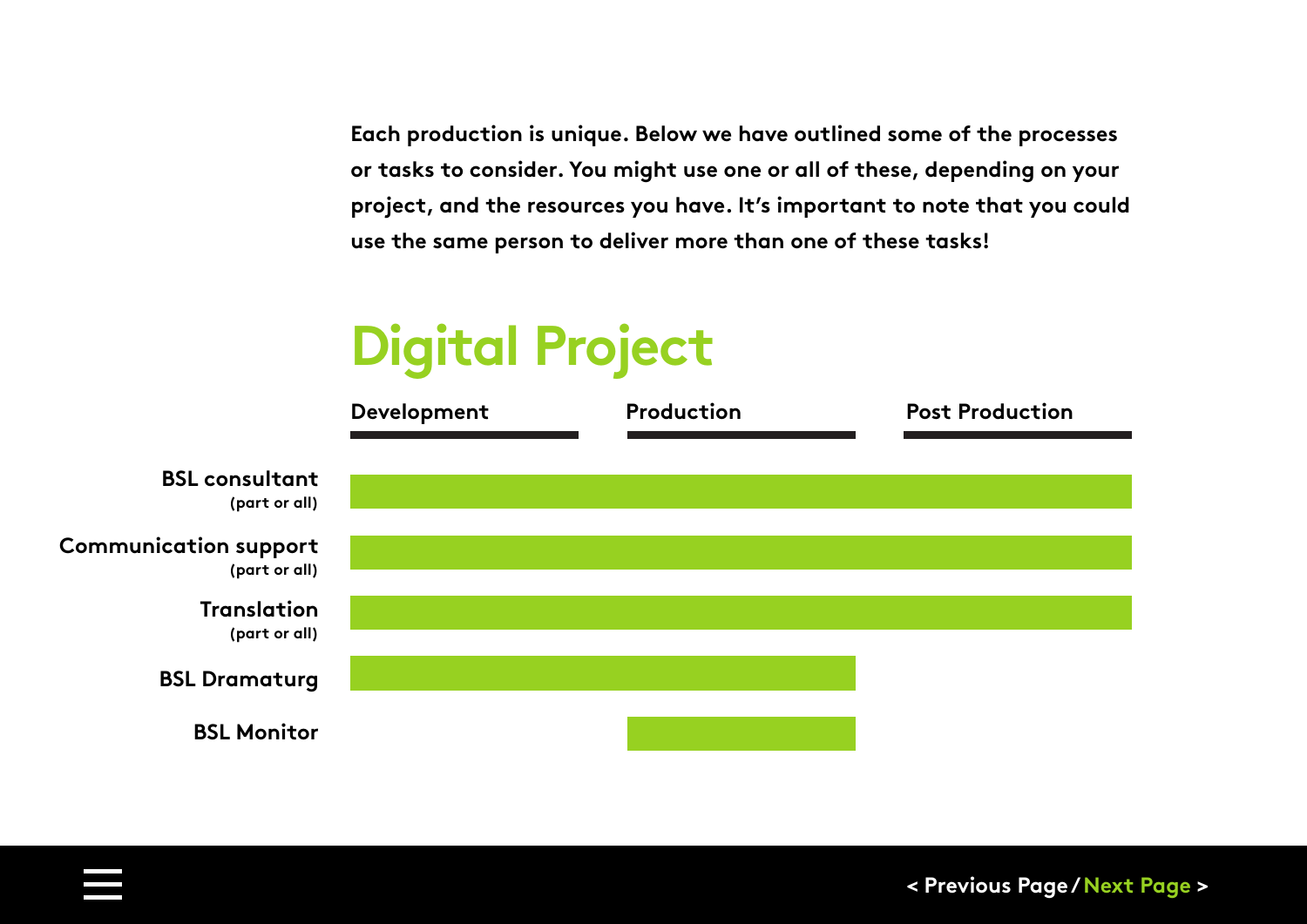Each production is unique. Below we have outlined some of the processes or tasks to consider. You might use one or all of these, depending on your project, and the resources you have. It's important to note that you could use the same person to deliver more than one of these tasks!

## Digital Project

| | Development | Production | Post Production |
|---|---|---|---|
| **BSL consultant** (part or all) | ■ | ■ | ■ |
| **Communication support** (part or all) | ■ | ■ | ■ |
| **Translation** (part or all) | ■ | ■ | ■ |
| **BSL Dramaturg** | ■ | ■ | |
| **BSL Monitor** | | ■ | |

< Previous Page / Next Page >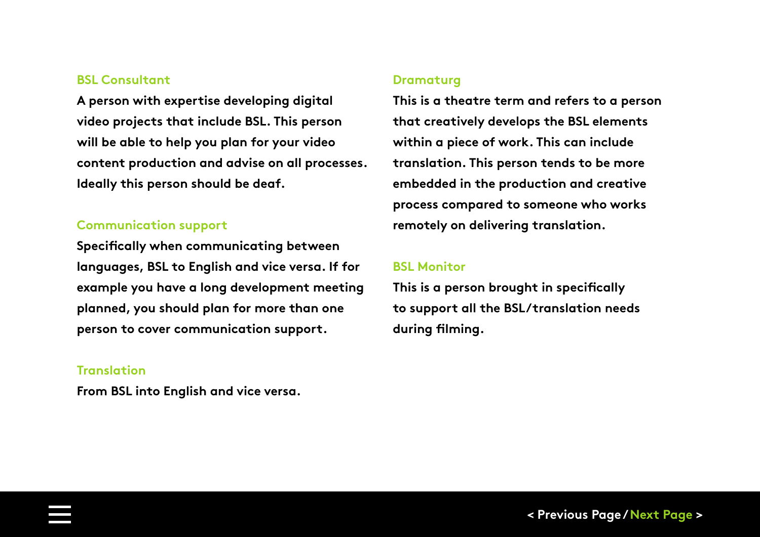### BSL Consultant

A person with expertise developing digital video projects that include BSL. This person will be able to help you plan for your video content production and advise on all processes. Ideally this person should be deaf.

### Communication support

Specifically when communicating between languages, BSL to English and vice versa. If for example you have a long development meeting planned, you should plan for more than one person to cover communication support.

### Translation

From BSL into English and vice versa.

### Dramaturg

This is a theatre term and refers to a person that creatively develops the BSL elements within a piece of work. This can include translation. This person tends to be more embedded in the production and creative process compared to someone who works remotely on delivering translation.

### BSL Monitor

This is a person brought in specifically to support all the BSL/translation needs during filming.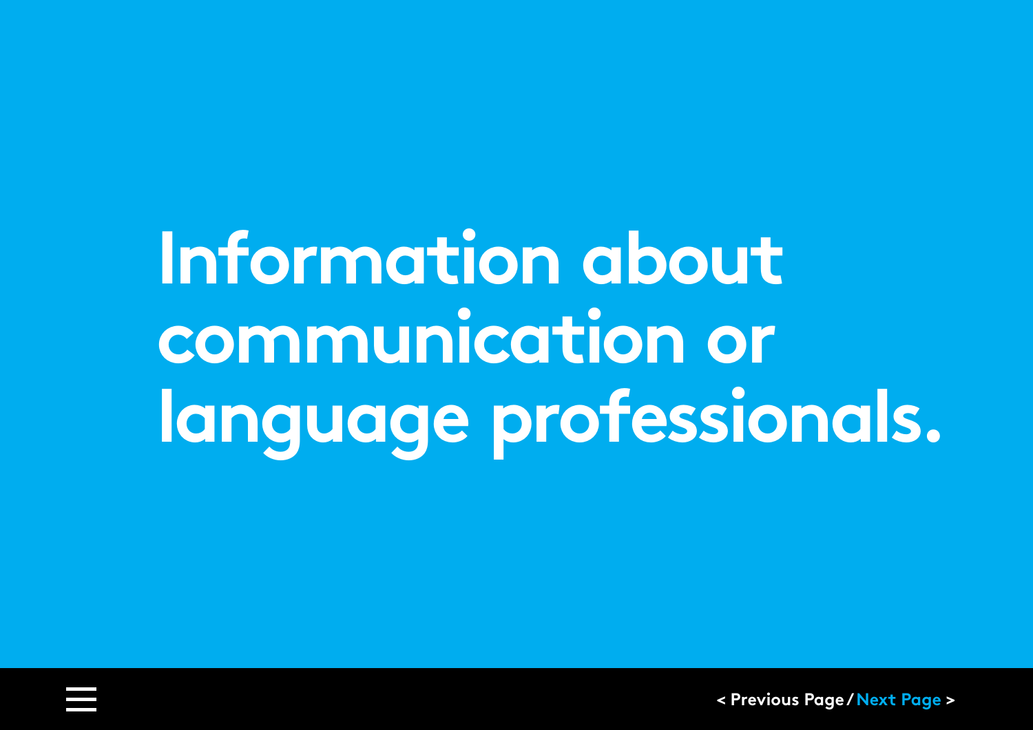# Information about communication or language professionals.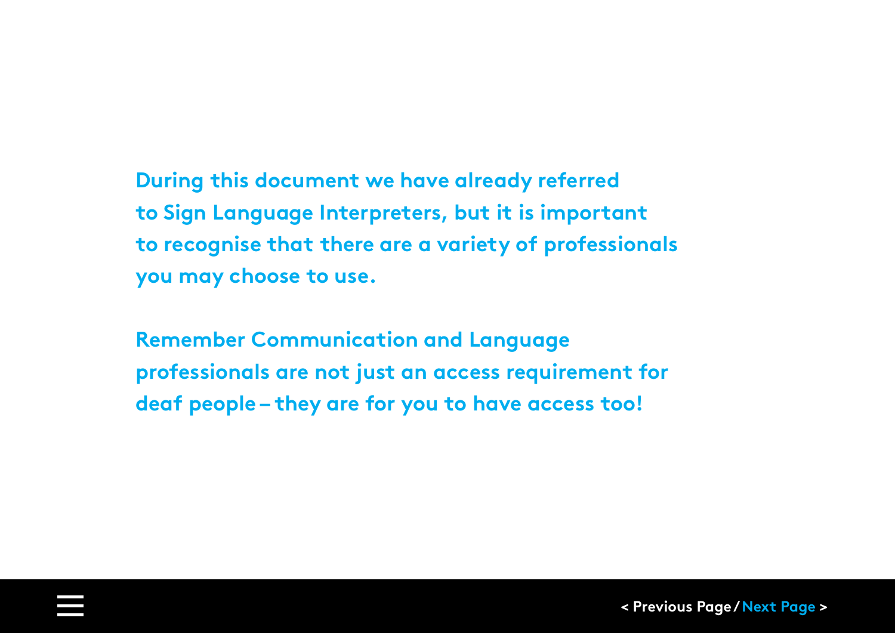During this document we have already referred to Sign Language Interpreters, but it is important to recognise that there are a variety of professionals you may choose to use.

Remember Communication and Language professionals are not just an access requirement for deaf people – they are for you to have access too!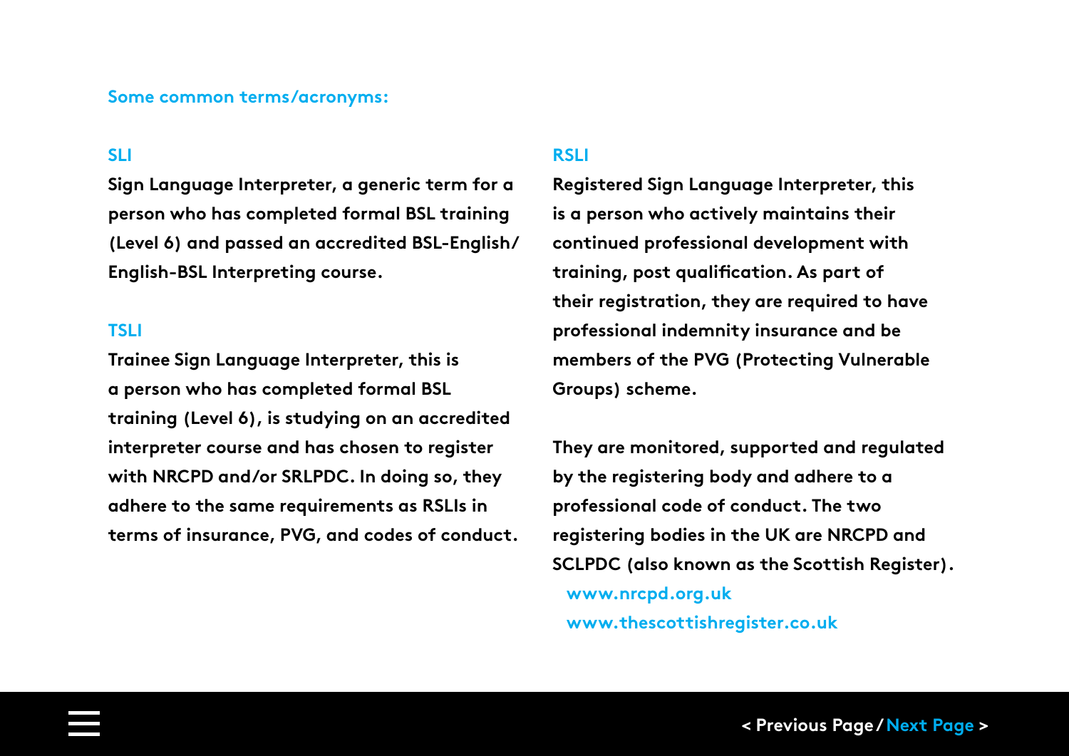## Some common terms/acronyms:

### SLI

Sign Language Interpreter, a generic term for a person who has completed formal BSL training (Level 6) and passed an accredited BSL-English/ English-BSL Interpreting course.

### TSLI

Trainee Sign Language Interpreter, this is a person who has completed formal BSL training (Level 6), is studying on an accredited interpreter course and has chosen to register with NRCPD and/or SRLPDC. In doing so, they adhere to the same requirements as RSLIs in terms of insurance, PVG, and codes of conduct.

### RSLI

Registered Sign Language Interpreter, this is a person who actively maintains their continued professional development with training, post qualification. As part of their registration, they are required to have professional indemnity insurance and be members of the PVG (Protecting Vulnerable Groups) scheme.

They are monitored, supported and regulated by the registering body and adhere to a professional code of conduct. The two registering bodies in the UK are NRCPD and SCLPDC (also known as the Scottish Register).

www.nrcpd.org.uk

www.thescottishregister.co.uk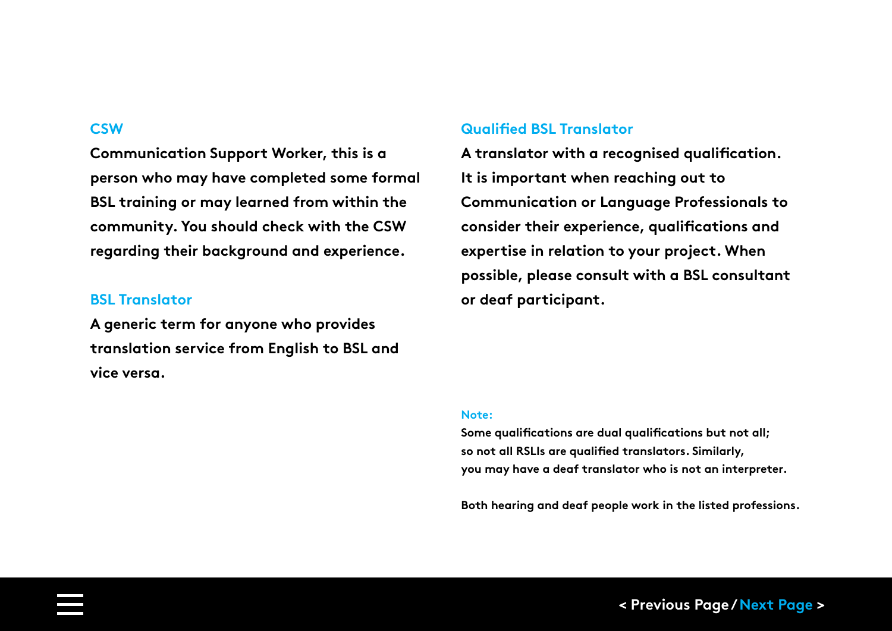### CSW

Communication Support Worker, this is a person who may have completed some formal BSL training or may learned from within the community. You should check with the CSW regarding their background and experience.

### BSL Translator

A generic term for anyone who provides translation service from English to BSL and vice versa.

### Qualified BSL Translator

A translator with a recognised qualification. It is important when reaching out to Communication or Language Professionals to consider their experience, qualifications and expertise in relation to your project. When possible, please consult with a BSL consultant or deaf participant.

**Note:**

Some qualifications are dual qualifications but not all; so not all RSLIs are qualified translators. Similarly, you may have a deaf translator who is not an interpreter.

Both hearing and deaf people work in the listed professions.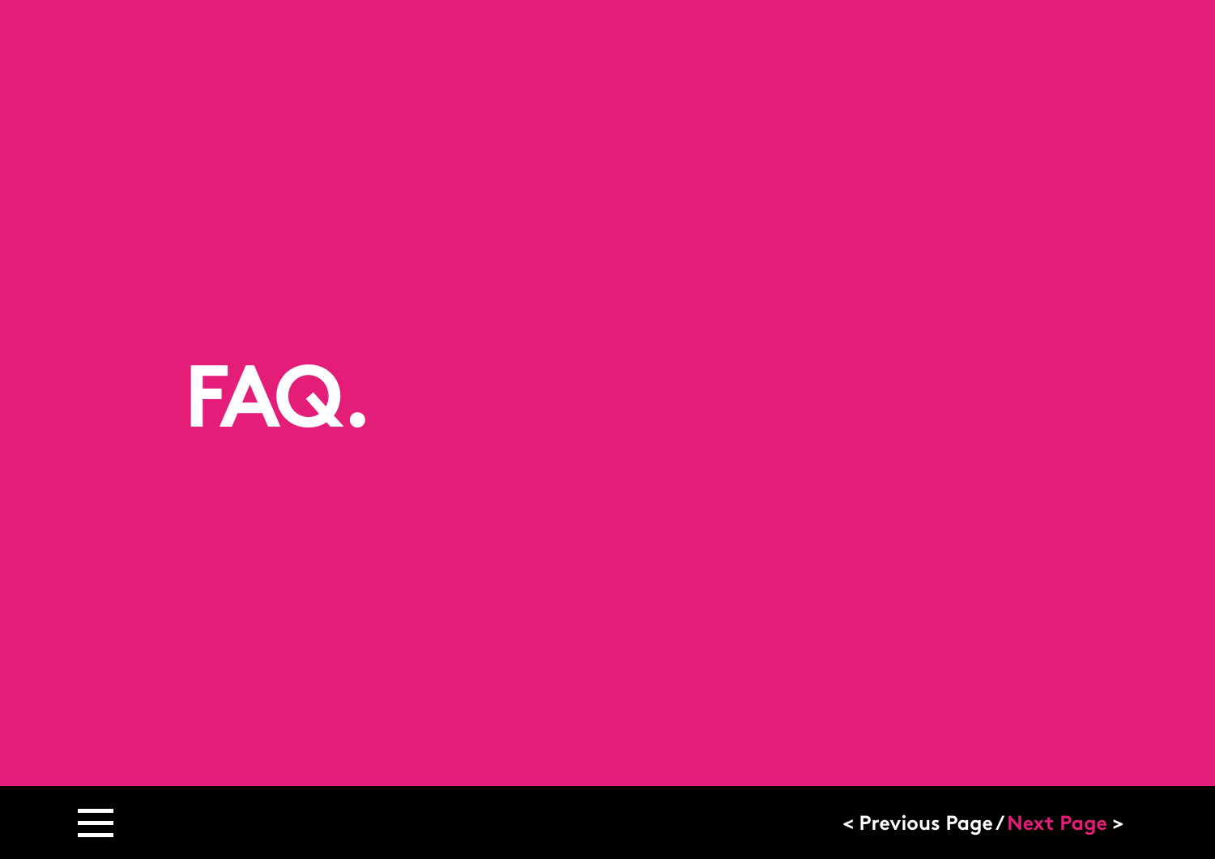# FAQ.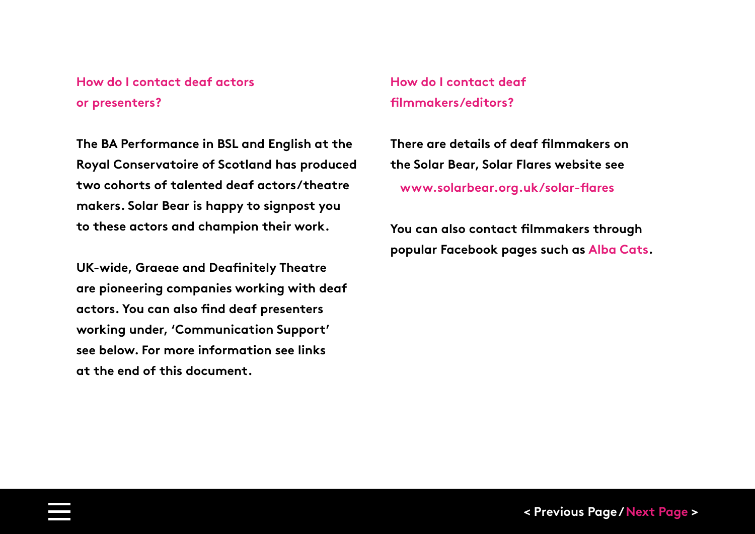## How do I contact deaf actors or presenters?

The BA Performance in BSL and English at the Royal Conservatoire of Scotland has produced two cohorts of talented deaf actors/theatre makers. Solar Bear is happy to signpost you to these actors and champion their work.

UK-wide, Graeae and Deafinitely Theatre are pioneering companies working with deaf actors. You can also find deaf presenters working under, 'Communication Support' see below. For more information see links at the end of this document.

## How do I contact deaf filmmakers/editors?

There are details of deaf filmmakers on the Solar Bear, Solar Flares website see www.solarbear.org.uk/solar-flares

You can also contact filmmakers through popular Facebook pages such as Alba Cats.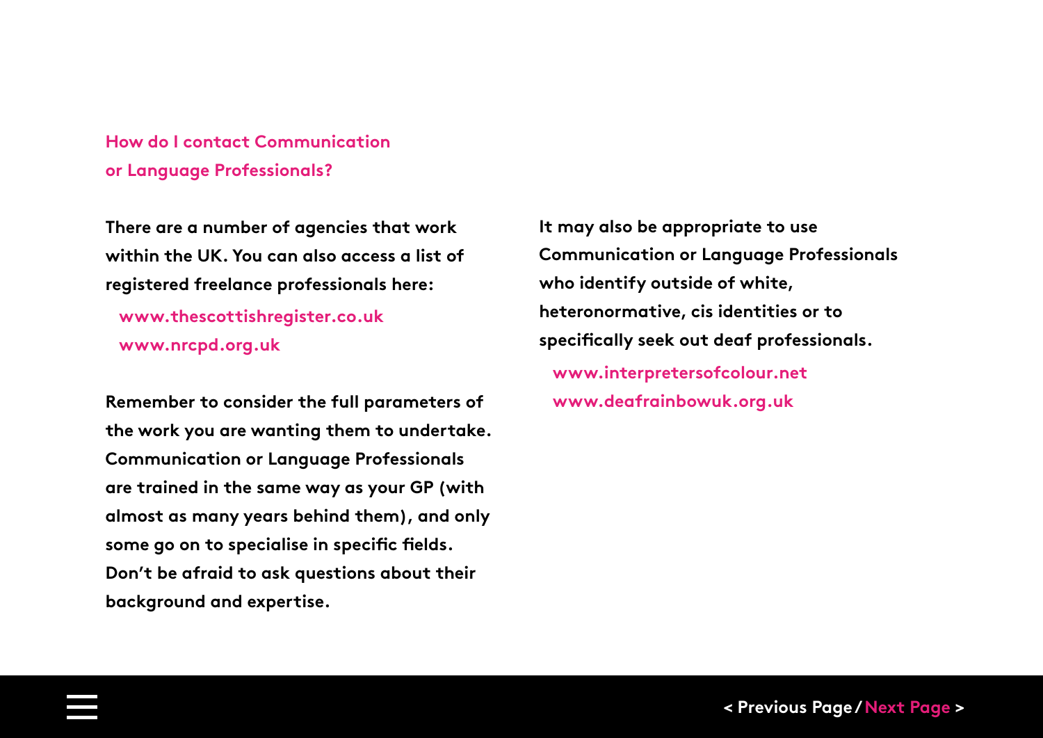## How do I contact Communication or Language Professionals?

There are a number of agencies that work within the UK. You can also access a list of registered freelance professionals here:

- www.thescottishregister.co.uk
- www.nrcpd.org.uk

Remember to consider the full parameters of the work you are wanting them to undertake. Communication or Language Professionals are trained in the same way as your GP (with almost as many years behind them), and only some go on to specialise in specific fields. Don't be afraid to ask questions about their background and expertise.

It may also be appropriate to use Communication or Language Professionals who identify outside of white, heteronormative, cis identities or to specifically seek out deaf professionals.

- www.interpretersofcolour.net
- www.deafrainbowuk.org.uk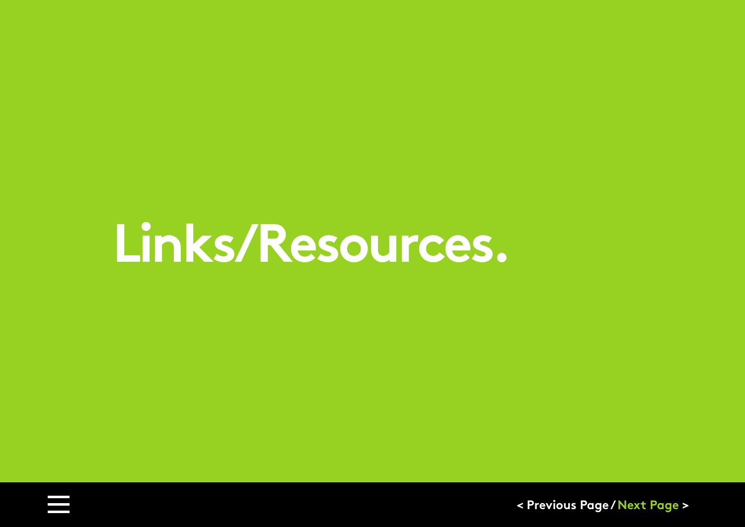# Links/Resources.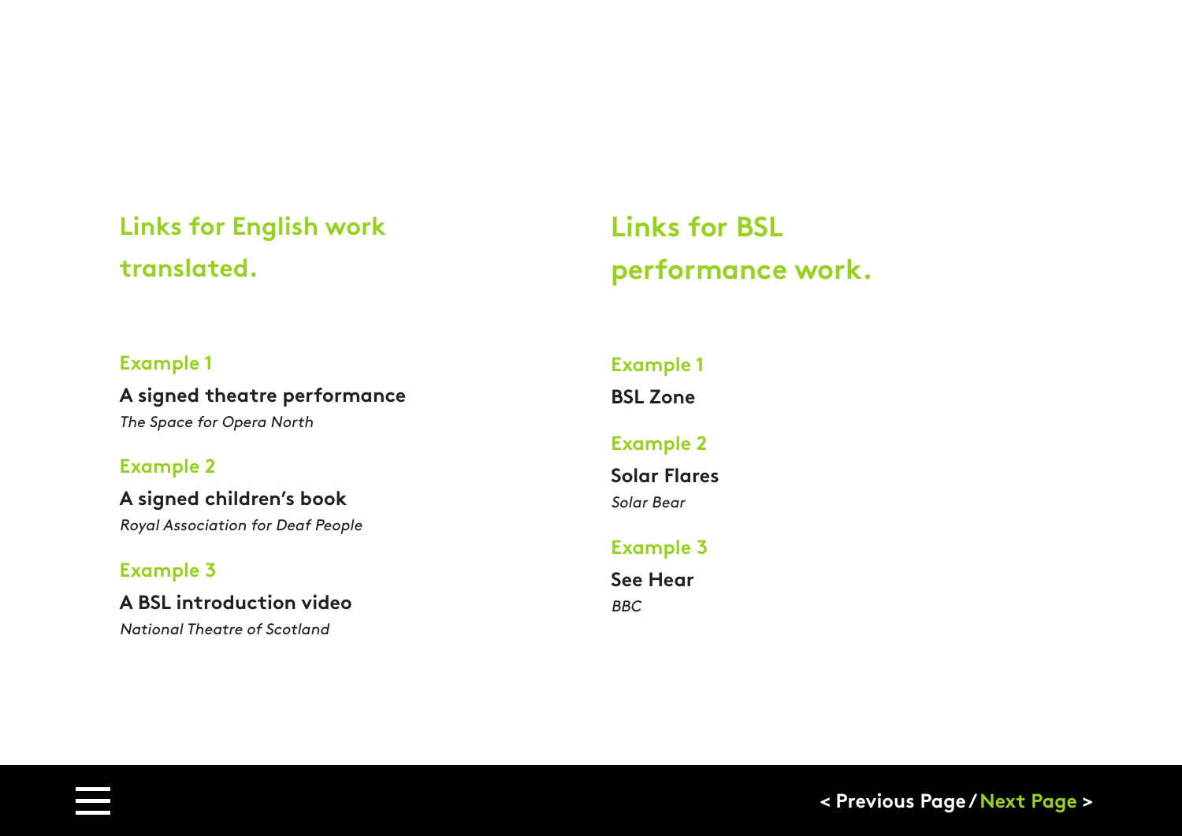## Links for English work translated.

### Example 1

**A signed theatre performance**

*The Space for Opera North*

### Example 2

**A signed children's book**

*Royal Association for Deaf People*

### Example 3

**A BSL introduction video**

*National Theatre of Scotland*

## Links for BSL performance work.

### Example 1

**BSL Zone**

### Example 2

**Solar Flares**

*Solar Bear*

### Example 3

**See Hear**

*BBC*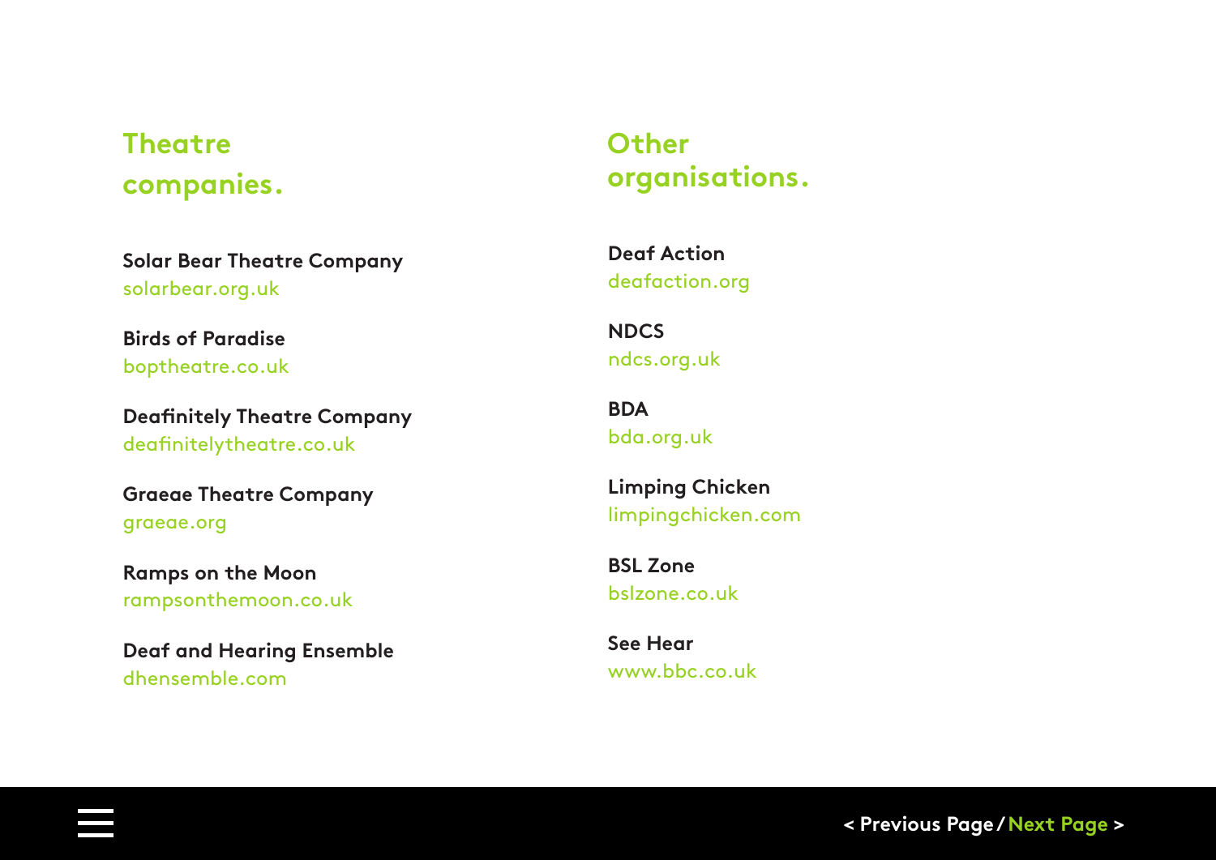## Theatre companies.

**Solar Bear Theatre Company**
solarbear.org.uk

**Birds of Paradise**
boptheatre.co.uk

**Deafinitely Theatre Company**
deafinitelytheatre.co.uk

**Graeae Theatre Company**
graeae.org

**Ramps on the Moon**
rampsonthemoon.co.uk

**Deaf and Hearing Ensemble**
dhensemble.com

## Other organisations.

**Deaf Action**
deafaction.org

**NDCS**
ndcs.org.uk

**BDA**
bda.org.uk

**Limping Chicken**
limpingchicken.com

**BSL Zone**
bslzone.co.uk

**See Hear**
www.bbc.co.uk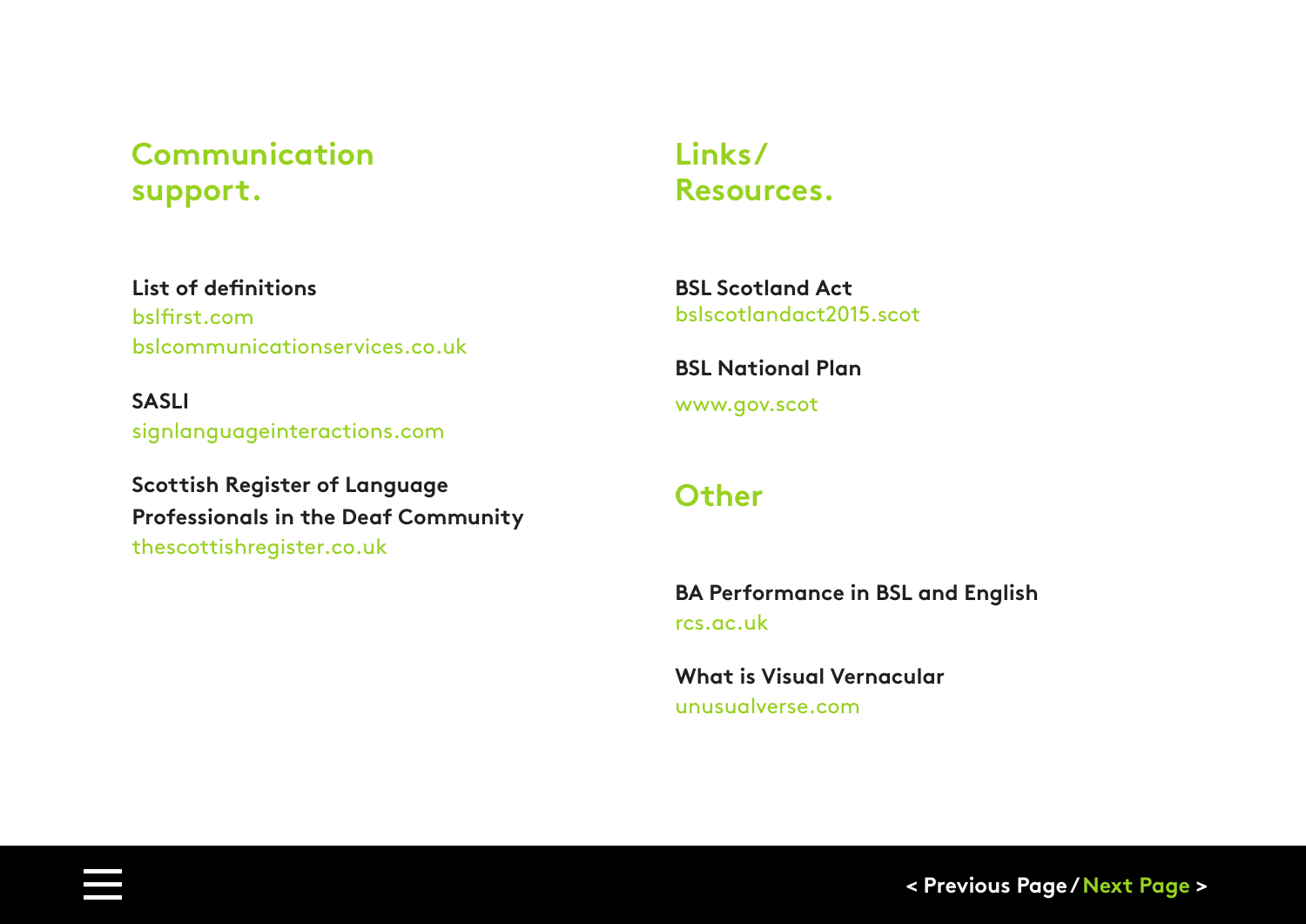## Communication support.

**List of definitions**
bslfirst.com
bslcommunicationservices.co.uk

**SASLI**
signlanguageinteractions.com

**Scottish Register of Language Professionals in the Deaf Community**
thescottishregister.co.uk

## Links/ Resources.

**BSL Scotland Act**
bslscotlandact2015.scot

**BSL National Plan**
www.gov.scot

## Other

**BA Performance in BSL and English**
rcs.ac.uk

**What is Visual Vernacular**
unusualverse.com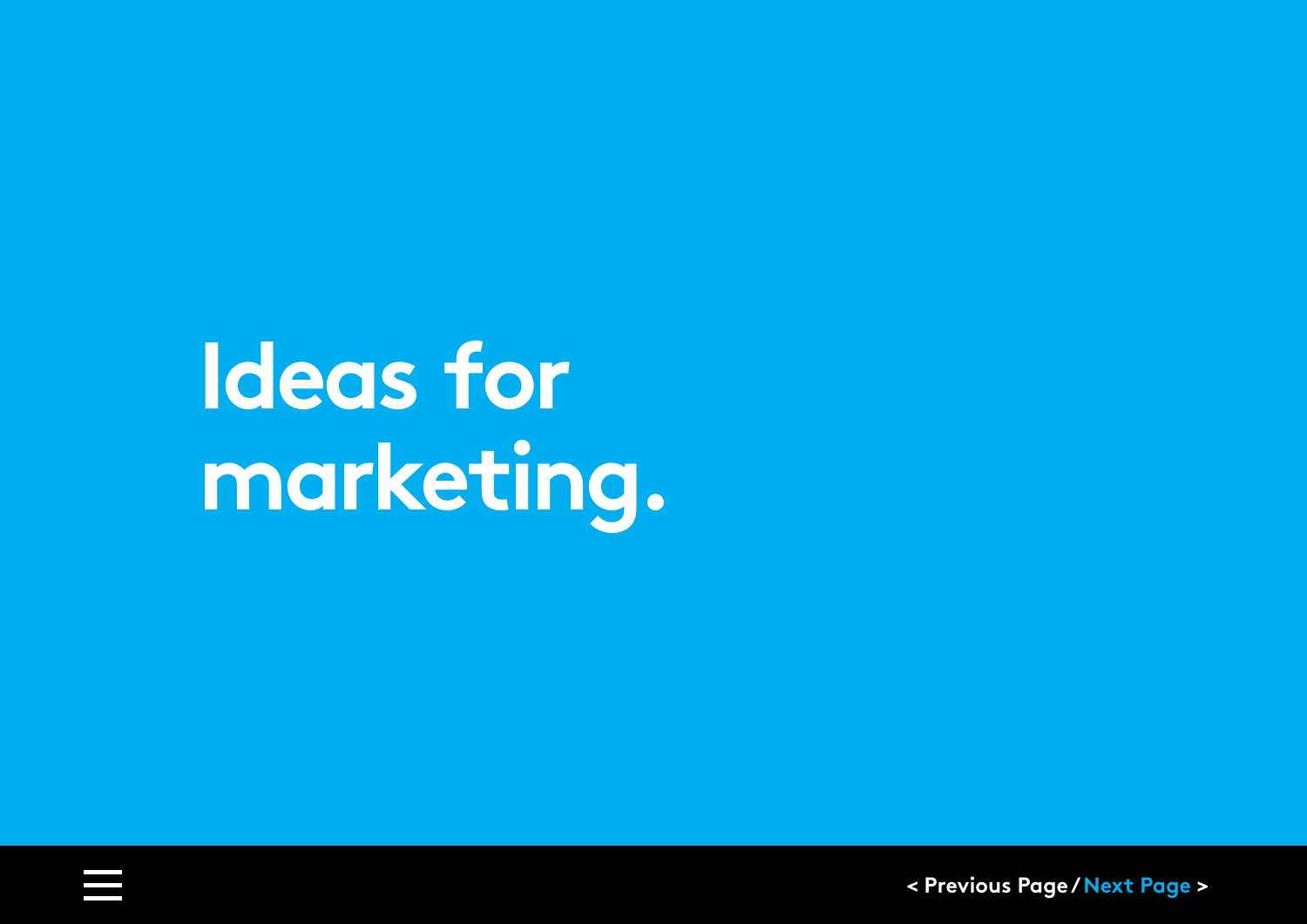# Ideas for marketing.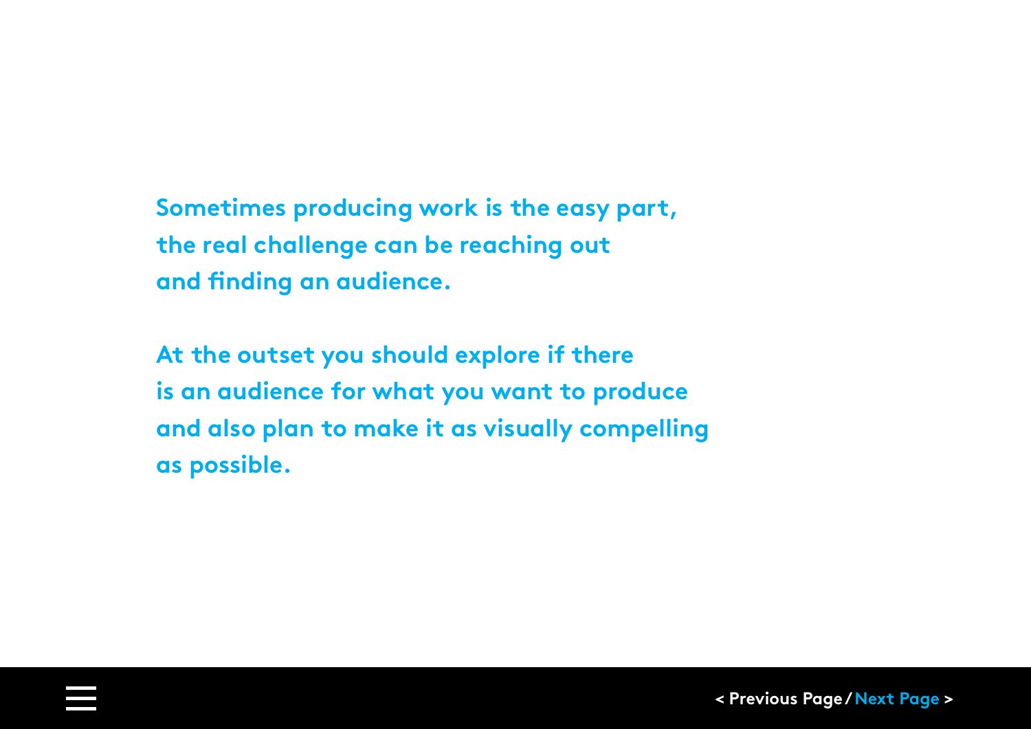Sometimes producing work is the easy part, the real challenge can be reaching out and finding an audience.

At the outset you should explore if there is an audience for what you want to produce and also plan to make it as visually compelling as possible.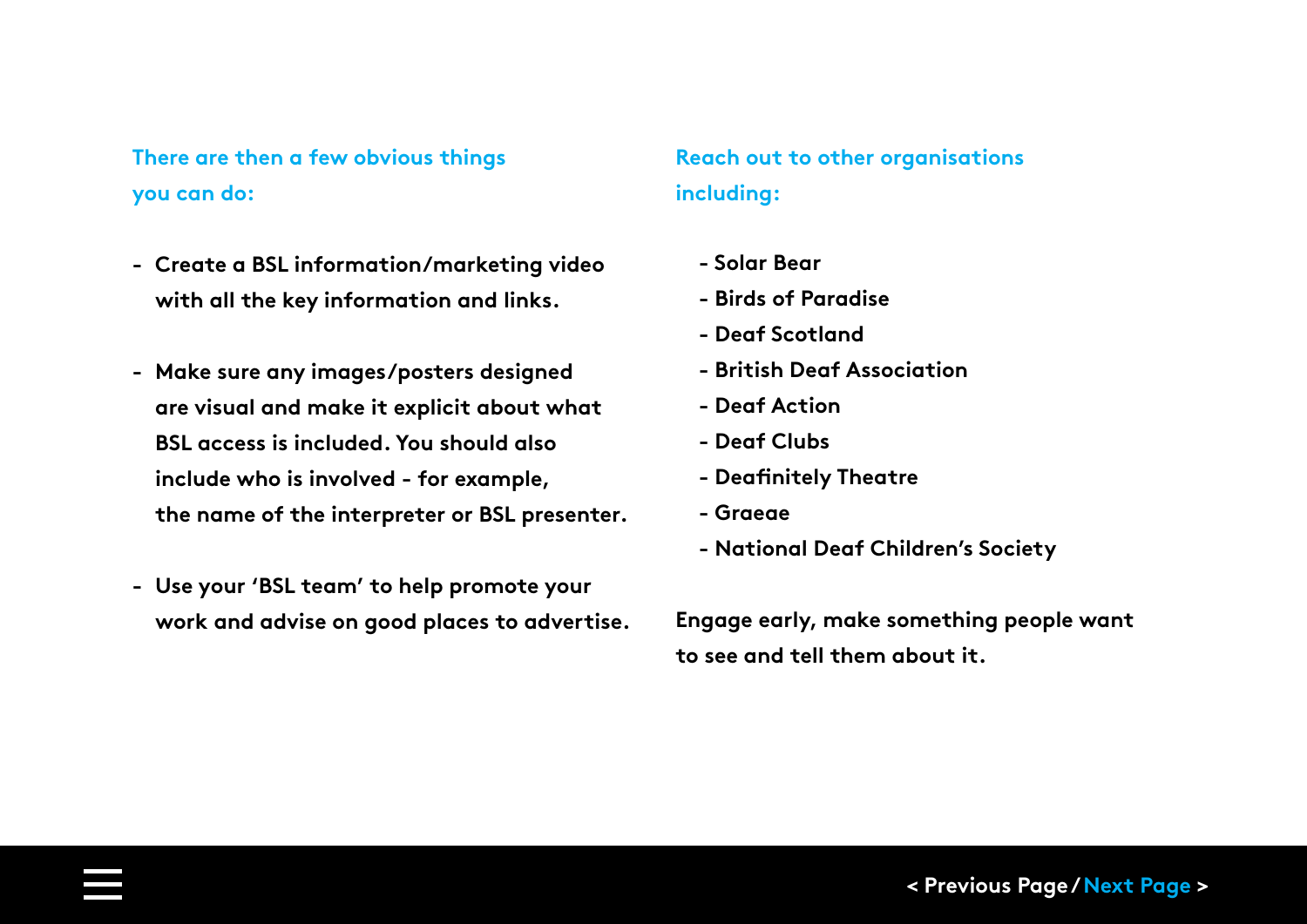There are then a few obvious things you can do:

- Create a BSL information/marketing video with all the key information and links.
- Make sure any images/posters designed are visual and make it explicit about what BSL access is included. You should also include who is involved - for example, the name of the interpreter or BSL presenter.
- Use your 'BSL team' to help promote your work and advise on good places to advertise.

Reach out to other organisations including:

- Solar Bear
- Birds of Paradise
- Deaf Scotland
- British Deaf Association
- Deaf Action
- Deaf Clubs
- Deafinitely Theatre
- Graeae
- National Deaf Children's Society

Engage early, make something people want to see and tell them about it.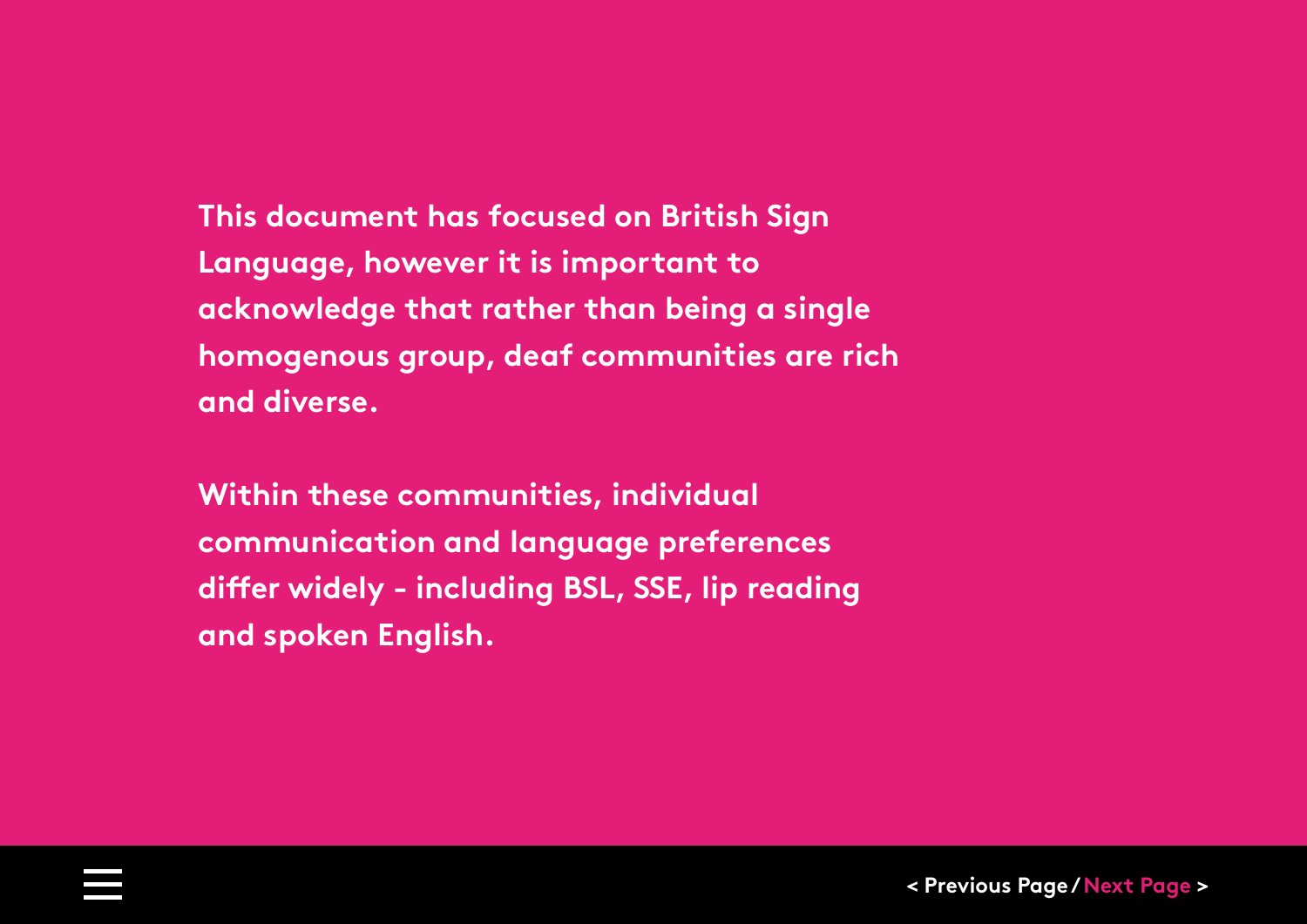This document has focused on British Sign Language, however it is important to acknowledge that rather than being a single homogenous group, deaf communities are rich and diverse.

Within these communities, individual communication and language preferences differ widely - including BSL, SSE, lip reading and spoken English.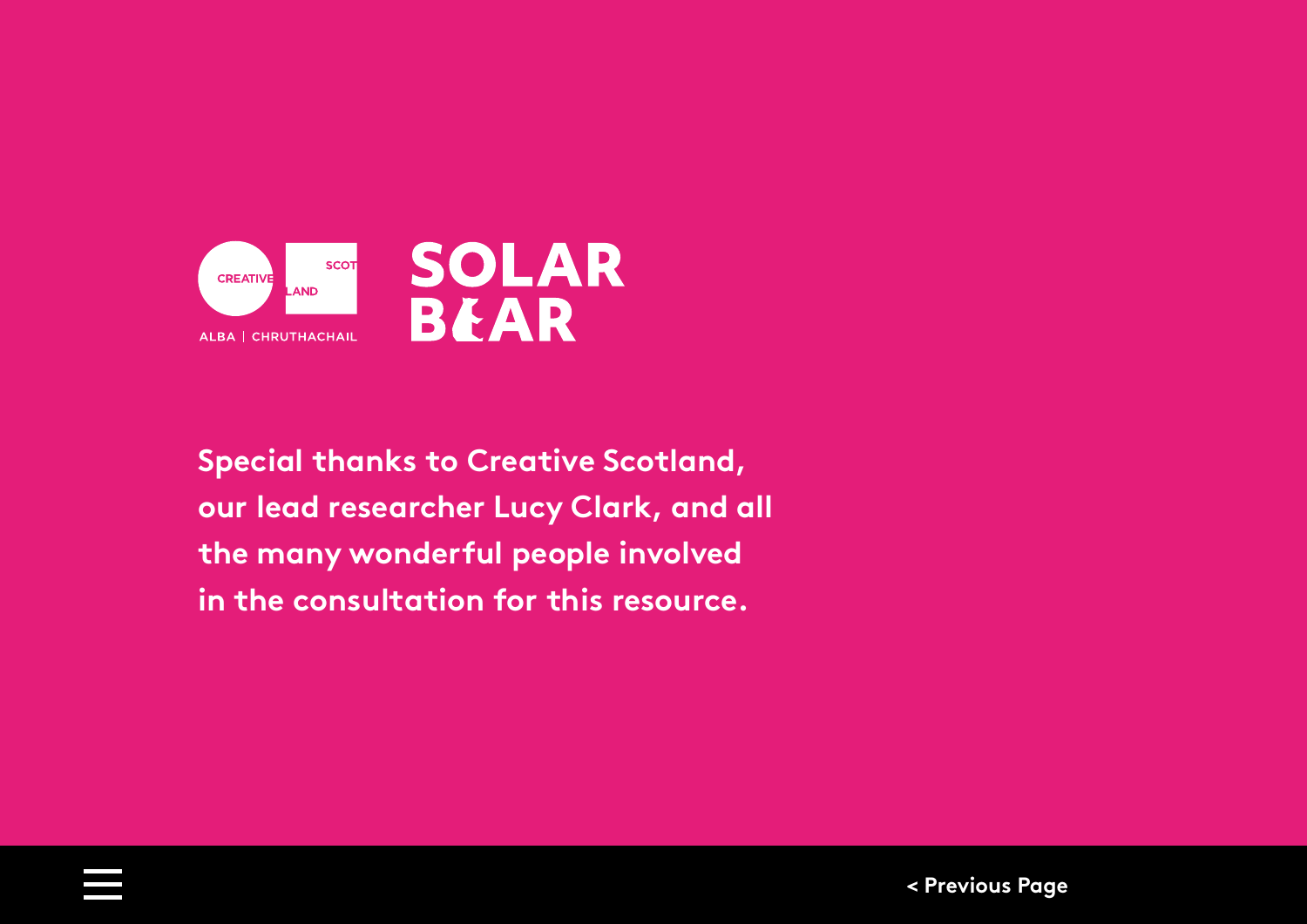CREATIVE SCOTLAND

ALBA | CHRUTHACHAIL

SOLAR BEAR

Special thanks to Creative Scotland, our lead researcher Lucy Clark, and all the many wonderful people involved in the consultation for this resource.

< Previous Page